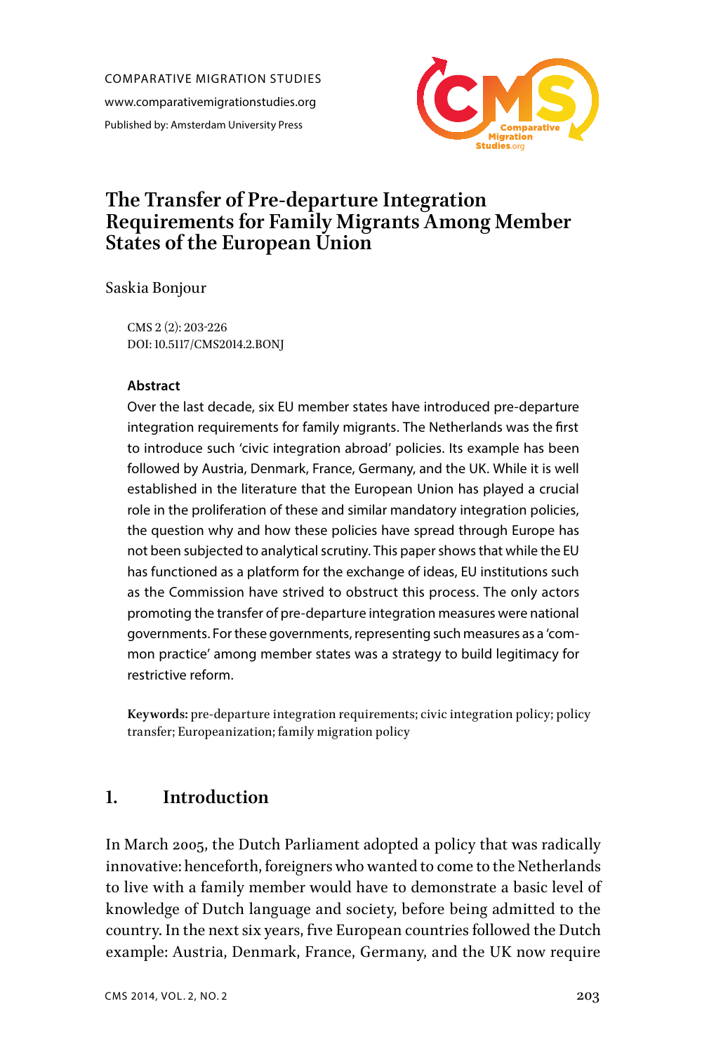COMPARATIVE MIGRATION STUDIES

www.comparativemigrationstudies.org

Published by: Amsterdam University Press

# The Transfer of Pre-departure Integration Requirements for Family Migrants Among Member States of the European Union

Saskia Bonjour

CMS 2 (2): 203-226
DOI: 10.5117/CMS2014.2.BONJ

**Abstract**

Over the last decade, six EU member states have introduced pre-departure integration requirements for family migrants. The Netherlands was the first to introduce such 'civic integration abroad' policies. Its example has been followed by Austria, Denmark, France, Germany, and the UK. While it is well established in the literature that the European Union has played a crucial role in the proliferation of these and similar mandatory integration policies, the question why and how these policies have spread through Europe has not been subjected to analytical scrutiny. This paper shows that while the EU has functioned as a platform for the exchange of ideas, EU institutions such as the Commission have strived to obstruct this process. The only actors promoting the transfer of pre-departure integration measures were national governments. For these governments, representing such measures as a 'common practice' among member states was a strategy to build legitimacy for restrictive reform.

**Keywords:** pre-departure integration requirements; civic integration policy; policy transfer; Europeanization; family migration policy

## 1. Introduction

In March 2005, the Dutch Parliament adopted a policy that was radically innovative: henceforth, foreigners who wanted to come to the Netherlands to live with a family member would have to demonstrate a basic level of knowledge of Dutch language and society, before being admitted to the country. In the next six years, five European countries followed the Dutch example: Austria, Denmark, France, Germany, and the UK now require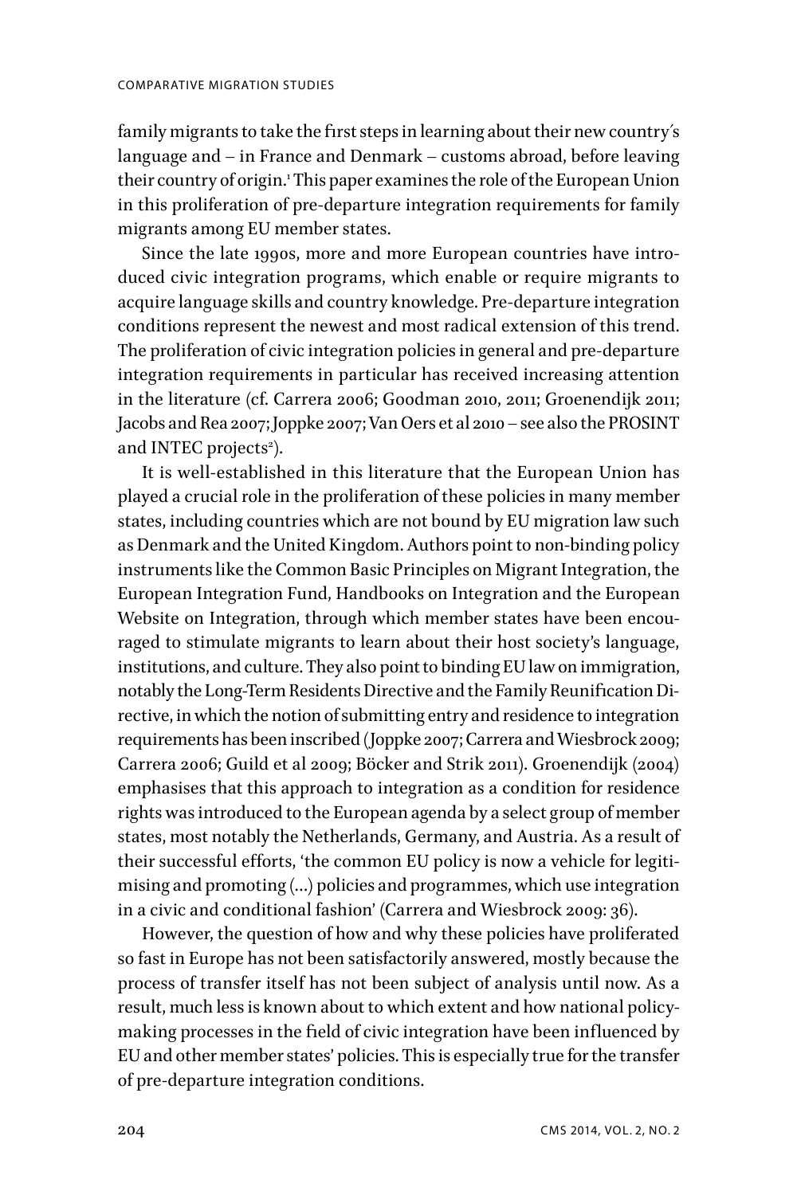family migrants to take the first steps in learning about their new country's language and – in France and Denmark – customs abroad, before leaving their country of origin.[1] This paper examines the role of the European Union in this proliferation of pre-departure integration requirements for family migrants among EU member states.

Since the late 1990s, more and more European countries have introduced civic integration programs, which enable or require migrants to acquire language skills and country knowledge. Pre-departure integration conditions represent the newest and most radical extension of this trend. The proliferation of civic integration policies in general and pre-departure integration requirements in particular has received increasing attention in the literature (cf. Carrera 2006; Goodman 2010, 2011; Groenendijk 2011; Jacobs and Rea 2007; Joppke 2007; Van Oers et al 2010 – see also the PROSINT and INTEC projects[2]).

It is well-established in this literature that the European Union has played a crucial role in the proliferation of these policies in many member states, including countries which are not bound by EU migration law such as Denmark and the United Kingdom. Authors point to non-binding policy instruments like the Common Basic Principles on Migrant Integration, the European Integration Fund, Handbooks on Integration and the European Website on Integration, through which member states have been encouraged to stimulate migrants to learn about their host society's language, institutions, and culture. They also point to binding EU law on immigration, notably the Long-Term Residents Directive and the Family Reunification Directive, in which the notion of submitting entry and residence to integration requirements has been inscribed (Joppke 2007; Carrera and Wiesbrock 2009; Carrera 2006; Guild et al 2009; Böcker and Strik 2011). Groenendijk (2004) emphasises that this approach to integration as a condition for residence rights was introduced to the European agenda by a select group of member states, most notably the Netherlands, Germany, and Austria. As a result of their successful efforts, 'the common EU policy is now a vehicle for legitimising and promoting (…) policies and programmes, which use integration in a civic and conditional fashion' (Carrera and Wiesbrock 2009: 36).

However, the question of how and why these policies have proliferated so fast in Europe has not been satisfactorily answered, mostly because the process of transfer itself has not been subject of analysis until now. As a result, much less is known about to which extent and how national policy-making processes in the field of civic integration have been influenced by EU and other member states' policies. This is especially true for the transfer of pre-departure integration conditions.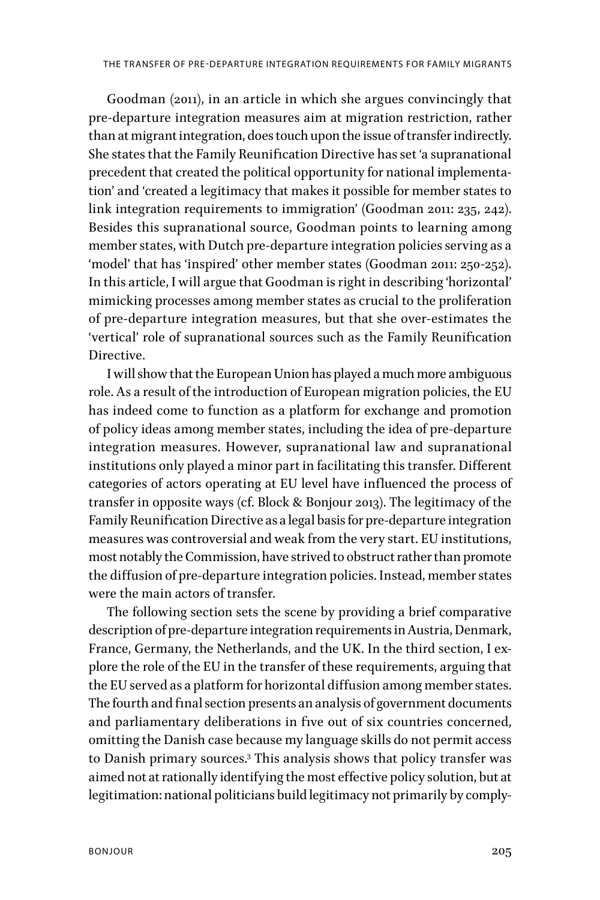Goodman (2011), in an article in which she argues convincingly that pre-departure integration measures aim at migration restriction, rather than at migrant integration, does touch upon the issue of transfer indirectly. She states that the Family Reunification Directive has set 'a supranational precedent that created the political opportunity for national implementation' and 'created a legitimacy that makes it possible for member states to link integration requirements to immigration' (Goodman 2011: 235, 242). Besides this supranational source, Goodman points to learning among member states, with Dutch pre-departure integration policies serving as a 'model' that has 'inspired' other member states (Goodman 2011: 250-252). In this article, I will argue that Goodman is right in describing 'horizontal' mimicking processes among member states as crucial to the proliferation of pre-departure integration measures, but that she over-estimates the 'vertical' role of supranational sources such as the Family Reunification Directive.

I will show that the European Union has played a much more ambiguous role. As a result of the introduction of European migration policies, the EU has indeed come to function as a platform for exchange and promotion of policy ideas among member states, including the idea of pre-departure integration measures. However, supranational law and supranational institutions only played a minor part in facilitating this transfer. Different categories of actors operating at EU level have influenced the process of transfer in opposite ways (cf. Block & Bonjour 2013). The legitimacy of the Family Reunification Directive as a legal basis for pre-departure integration measures was controversial and weak from the very start. EU institutions, most notably the Commission, have strived to obstruct rather than promote the diffusion of pre-departure integration policies. Instead, member states were the main actors of transfer.

The following section sets the scene by providing a brief comparative description of pre-departure integration requirements in Austria, Denmark, France, Germany, the Netherlands, and the UK. In the third section, I explore the role of the EU in the transfer of these requirements, arguing that the EU served as a platform for horizontal diffusion among member states. The fourth and final section presents an analysis of government documents and parliamentary deliberations in five out of six countries concerned, omitting the Danish case because my language skills do not permit access to Danish primary sources.[3] This analysis shows that policy transfer was aimed not at rationally identifying the most effective policy solution, but at legitimation: national politicians build legitimacy not primarily by comply-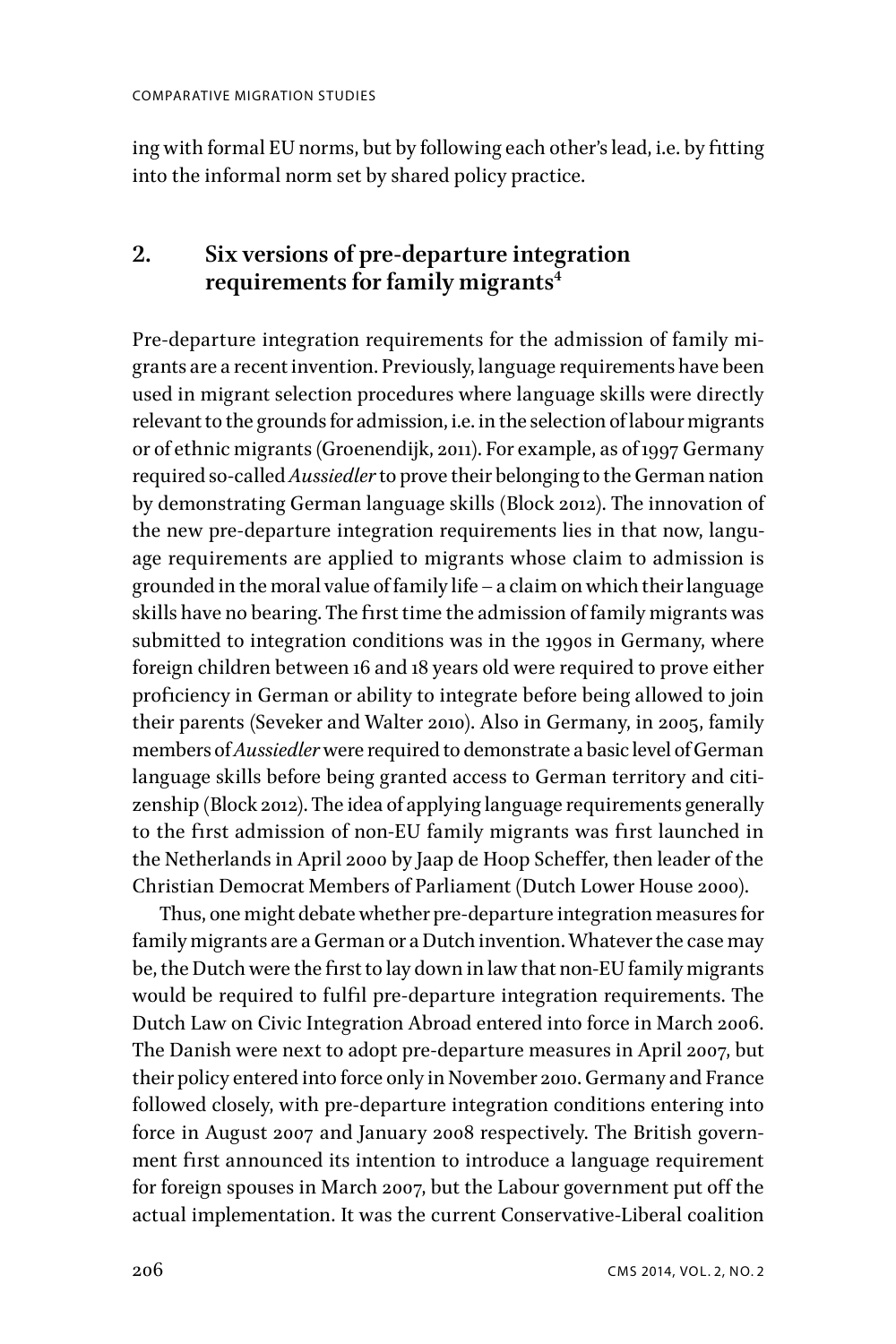ing with formal EU norms, but by following each other's lead, i.e. by fitting into the informal norm set by shared policy practice.

## 2. Six versions of pre-departure integration requirements for family migrants[4]

Pre-departure integration requirements for the admission of family migrants are a recent invention. Previously, language requirements have been used in migrant selection procedures where language skills were directly relevant to the grounds for admission, i.e. in the selection of labour migrants or of ethnic migrants (Groenendijk, 2011). For example, as of 1997 Germany required so-called *Aussiedler* to prove their belonging to the German nation by demonstrating German language skills (Block 2012). The innovation of the new pre-departure integration requirements lies in that now, language requirements are applied to migrants whose claim to admission is grounded in the moral value of family life – a claim on which their language skills have no bearing. The first time the admission of family migrants was submitted to integration conditions was in the 1990s in Germany, where foreign children between 16 and 18 years old were required to prove either proficiency in German or ability to integrate before being allowed to join their parents (Seveker and Walter 2010). Also in Germany, in 2005, family members of *Aussiedler* were required to demonstrate a basic level of German language skills before being granted access to German territory and citizenship (Block 2012). The idea of applying language requirements generally to the first admission of non-EU family migrants was first launched in the Netherlands in April 2000 by Jaap de Hoop Scheffer, then leader of the Christian Democrat Members of Parliament (Dutch Lower House 2000).

Thus, one might debate whether pre-departure integration measures for family migrants are a German or a Dutch invention. Whatever the case may be, the Dutch were the first to lay down in law that non-EU family migrants would be required to fulfil pre-departure integration requirements. The Dutch Law on Civic Integration Abroad entered into force in March 2006. The Danish were next to adopt pre-departure measures in April 2007, but their policy entered into force only in November 2010. Germany and France followed closely, with pre-departure integration conditions entering into force in August 2007 and January 2008 respectively. The British government first announced its intention to introduce a language requirement for foreign spouses in March 2007, but the Labour government put off the actual implementation. It was the current Conservative-Liberal coalition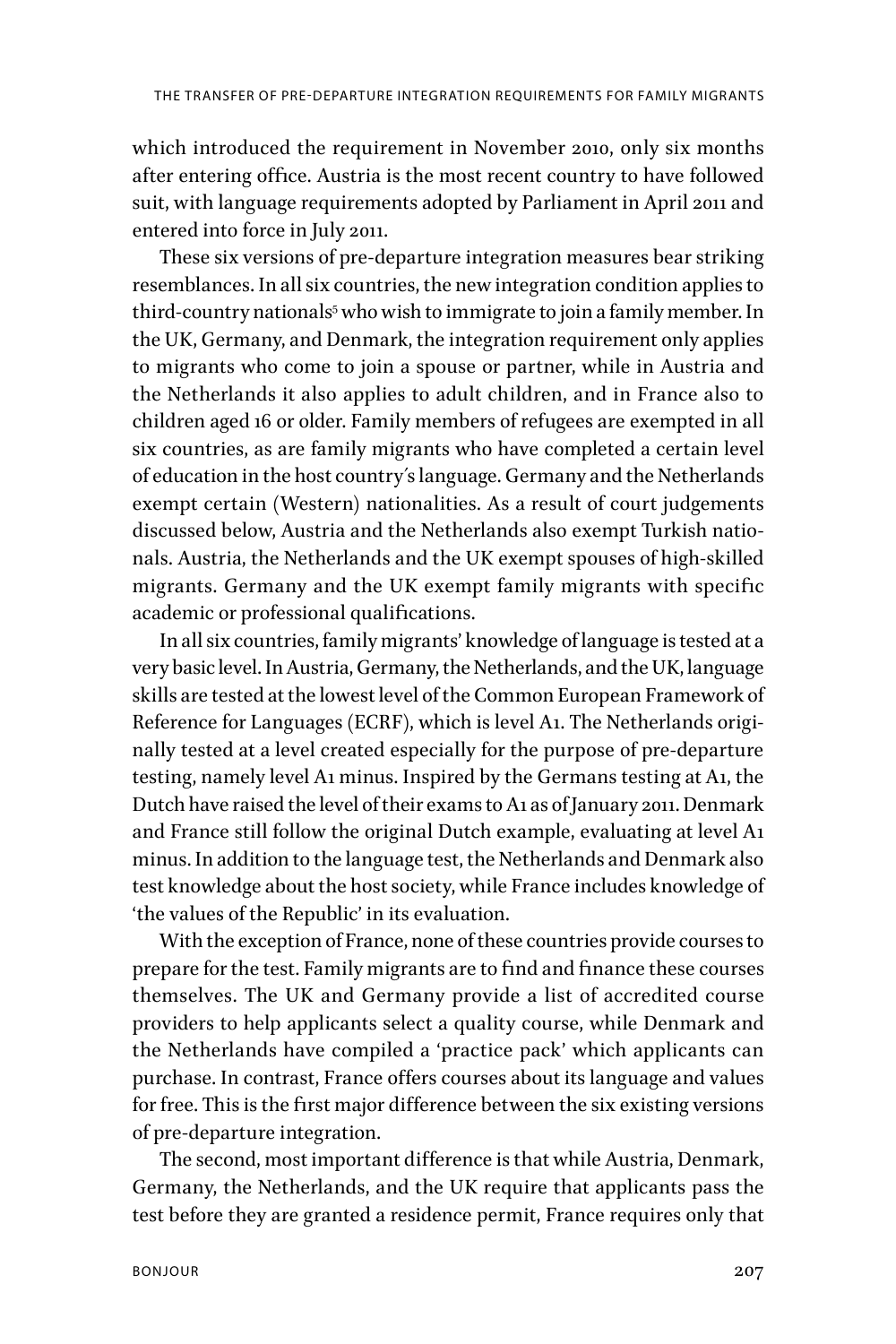which introduced the requirement in November 2010, only six months after entering office. Austria is the most recent country to have followed suit, with language requirements adopted by Parliament in April 2011 and entered into force in July 2011.

These six versions of pre-departure integration measures bear striking resemblances. In all six countries, the new integration condition applies to third-country nationals[5] who wish to immigrate to join a family member. In the UK, Germany, and Denmark, the integration requirement only applies to migrants who come to join a spouse or partner, while in Austria and the Netherlands it also applies to adult children, and in France also to children aged 16 or older. Family members of refugees are exempted in all six countries, as are family migrants who have completed a certain level of education in the host country's language. Germany and the Netherlands exempt certain (Western) nationalities. As a result of court judgements discussed below, Austria and the Netherlands also exempt Turkish nationals. Austria, the Netherlands and the UK exempt spouses of high-skilled migrants. Germany and the UK exempt family migrants with specific academic or professional qualifications.

In all six countries, family migrants' knowledge of language is tested at a very basic level. In Austria, Germany, the Netherlands, and the UK, language skills are tested at the lowest level of the Common European Framework of Reference for Languages (ECRF), which is level A1. The Netherlands originally tested at a level created especially for the purpose of pre-departure testing, namely level A1 minus. Inspired by the Germans testing at A1, the Dutch have raised the level of their exams to A1 as of January 2011. Denmark and France still follow the original Dutch example, evaluating at level A1 minus. In addition to the language test, the Netherlands and Denmark also test knowledge about the host society, while France includes knowledge of 'the values of the Republic' in its evaluation.

With the exception of France, none of these countries provide courses to prepare for the test. Family migrants are to find and finance these courses themselves. The UK and Germany provide a list of accredited course providers to help applicants select a quality course, while Denmark and the Netherlands have compiled a 'practice pack' which applicants can purchase. In contrast, France offers courses about its language and values for free. This is the first major difference between the six existing versions of pre-departure integration.

The second, most important difference is that while Austria, Denmark, Germany, the Netherlands, and the UK require that applicants pass the test before they are granted a residence permit, France requires only that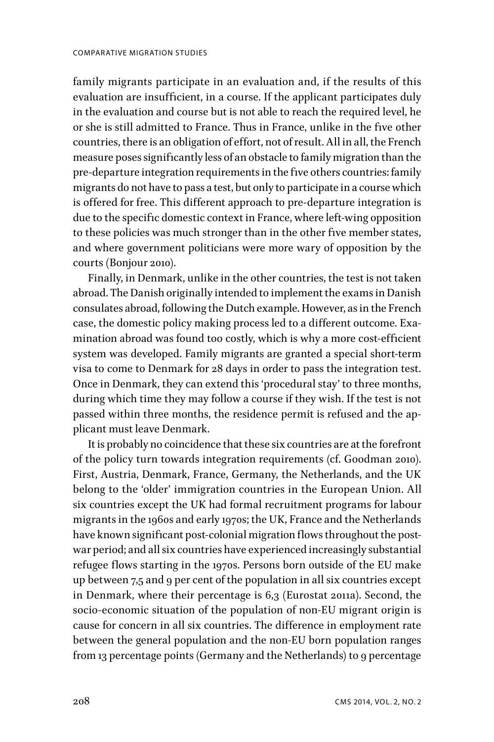family migrants participate in an evaluation and, if the results of this evaluation are insufficient, in a course. If the applicant participates duly in the evaluation and course but is not able to reach the required level, he or she is still admitted to France. Thus in France, unlike in the five other countries, there is an obligation of effort, not of result. All in all, the French measure poses significantly less of an obstacle to family migration than the pre-departure integration requirements in the five others countries: family migrants do not have to pass a test, but only to participate in a course which is offered for free. This different approach to pre-departure integration is due to the specific domestic context in France, where left-wing opposition to these policies was much stronger than in the other five member states, and where government politicians were more wary of opposition by the courts (Bonjour 2010).

Finally, in Denmark, unlike in the other countries, the test is not taken abroad. The Danish originally intended to implement the exams in Danish consulates abroad, following the Dutch example. However, as in the French case, the domestic policy making process led to a different outcome. Examination abroad was found too costly, which is why a more cost-efficient system was developed. Family migrants are granted a special short-term visa to come to Denmark for 28 days in order to pass the integration test. Once in Denmark, they can extend this 'procedural stay' to three months, during which time they may follow a course if they wish. If the test is not passed within three months, the residence permit is refused and the applicant must leave Denmark.

It is probably no coincidence that these six countries are at the forefront of the policy turn towards integration requirements (cf. Goodman 2010). First, Austria, Denmark, France, Germany, the Netherlands, and the UK belong to the 'older' immigration countries in the European Union. All six countries except the UK had formal recruitment programs for labour migrants in the 1960s and early 1970s; the UK, France and the Netherlands have known significant post-colonial migration flows throughout the post-war period; and all six countries have experienced increasingly substantial refugee flows starting in the 1970s. Persons born outside of the EU make up between 7,5 and 9 per cent of the population in all six countries except in Denmark, where their percentage is 6,3 (Eurostat 2011a). Second, the socio-economic situation of the population of non-EU migrant origin is cause for concern in all six countries. The difference in employment rate between the general population and the non-EU born population ranges from 13 percentage points (Germany and the Netherlands) to 9 percentage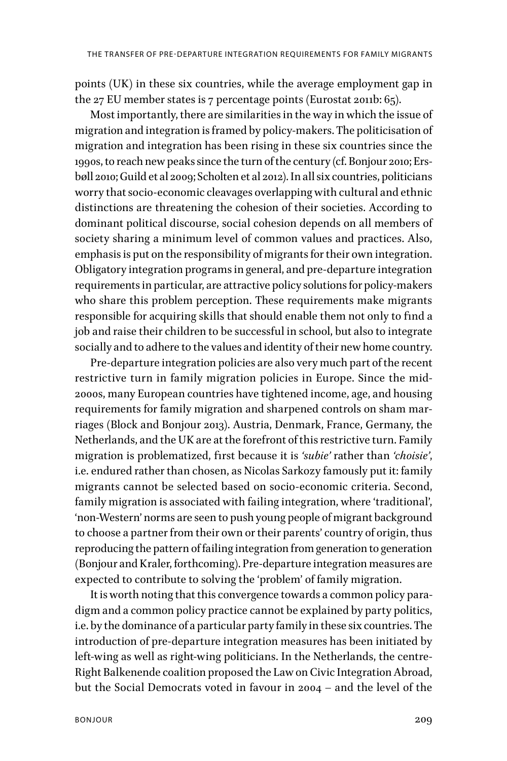points (UK) in these six countries, while the average employment gap in the 27 EU member states is 7 percentage points (Eurostat 2011b: 65).

Most importantly, there are similarities in the way in which the issue of migration and integration is framed by policy-makers. The politicisation of migration and integration has been rising in these six countries since the 1990s, to reach new peaks since the turn of the century (cf. Bonjour 2010; Ersbøll 2010; Guild et al 2009; Scholten et al 2012). In all six countries, politicians worry that socio-economic cleavages overlapping with cultural and ethnic distinctions are threatening the cohesion of their societies. According to dominant political discourse, social cohesion depends on all members of society sharing a minimum level of common values and practices. Also, emphasis is put on the responsibility of migrants for their own integration. Obligatory integration programs in general, and pre-departure integration requirements in particular, are attractive policy solutions for policy-makers who share this problem perception. These requirements make migrants responsible for acquiring skills that should enable them not only to find a job and raise their children to be successful in school, but also to integrate socially and to adhere to the values and identity of their new home country.

Pre-departure integration policies are also very much part of the recent restrictive turn in family migration policies in Europe. Since the mid-2000s, many European countries have tightened income, age, and housing requirements for family migration and sharpened controls on sham marriages (Block and Bonjour 2013). Austria, Denmark, France, Germany, the Netherlands, and the UK are at the forefront of this restrictive turn. Family migration is problematized, first because it is *'subie'* rather than *'choisie'*, i.e. endured rather than chosen, as Nicolas Sarkozy famously put it: family migrants cannot be selected based on socio-economic criteria. Second, family migration is associated with failing integration, where 'traditional', 'non-Western' norms are seen to push young people of migrant background to choose a partner from their own or their parents' country of origin, thus reproducing the pattern of failing integration from generation to generation (Bonjour and Kraler, forthcoming). Pre-departure integration measures are expected to contribute to solving the 'problem' of family migration.

It is worth noting that this convergence towards a common policy paradigm and a common policy practice cannot be explained by party politics, i.e. by the dominance of a particular party family in these six countries. The introduction of pre-departure integration measures has been initiated by left-wing as well as right-wing politicians. In the Netherlands, the centre-Right Balkenende coalition proposed the Law on Civic Integration Abroad, but the Social Democrats voted in favour in 2004 – and the level of the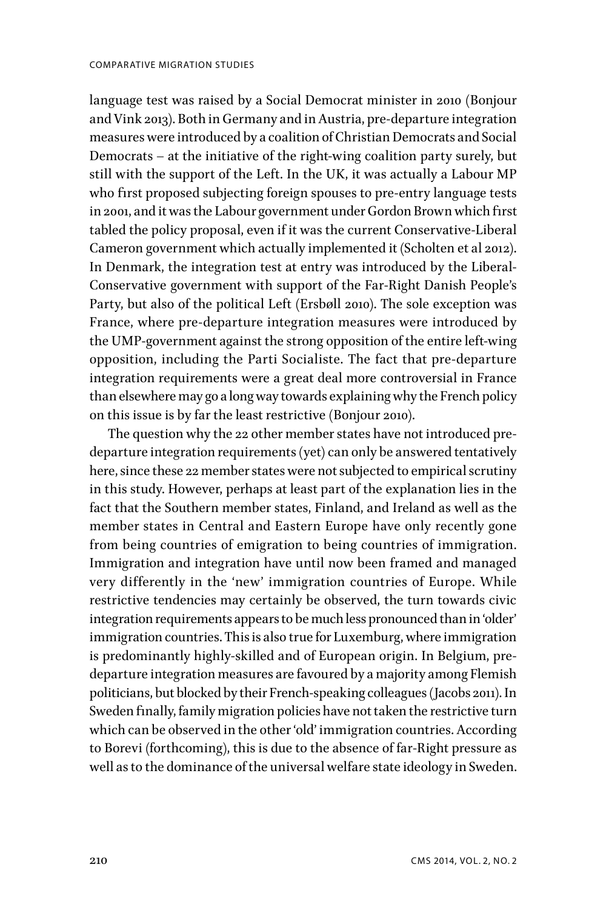language test was raised by a Social Democrat minister in 2010 (Bonjour and Vink 2013). Both in Germany and in Austria, pre-departure integration measures were introduced by a coalition of Christian Democrats and Social Democrats – at the initiative of the right-wing coalition party surely, but still with the support of the Left. In the UK, it was actually a Labour MP who first proposed subjecting foreign spouses to pre-entry language tests in 2001, and it was the Labour government under Gordon Brown which first tabled the policy proposal, even if it was the current Conservative-Liberal Cameron government which actually implemented it (Scholten et al 2012). In Denmark, the integration test at entry was introduced by the Liberal-Conservative government with support of the Far-Right Danish People's Party, but also of the political Left (Ersbøll 2010). The sole exception was France, where pre-departure integration measures were introduced by the UMP-government against the strong opposition of the entire left-wing opposition, including the Parti Socialiste. The fact that pre-departure integration requirements were a great deal more controversial in France than elsewhere may go a long way towards explaining why the French policy on this issue is by far the least restrictive (Bonjour 2010).

The question why the 22 other member states have not introduced pre-departure integration requirements (yet) can only be answered tentatively here, since these 22 member states were not subjected to empirical scrutiny in this study. However, perhaps at least part of the explanation lies in the fact that the Southern member states, Finland, and Ireland as well as the member states in Central and Eastern Europe have only recently gone from being countries of emigration to being countries of immigration. Immigration and integration have until now been framed and managed very differently in the 'new' immigration countries of Europe. While restrictive tendencies may certainly be observed, the turn towards civic integration requirements appears to be much less pronounced than in 'older' immigration countries. This is also true for Luxemburg, where immigration is predominantly highly-skilled and of European origin. In Belgium, pre-departure integration measures are favoured by a majority among Flemish politicians, but blocked by their French-speaking colleagues (Jacobs 2011). In Sweden finally, family migration policies have not taken the restrictive turn which can be observed in the other 'old' immigration countries. According to Borevi (forthcoming), this is due to the absence of far-Right pressure as well as to the dominance of the universal welfare state ideology in Sweden.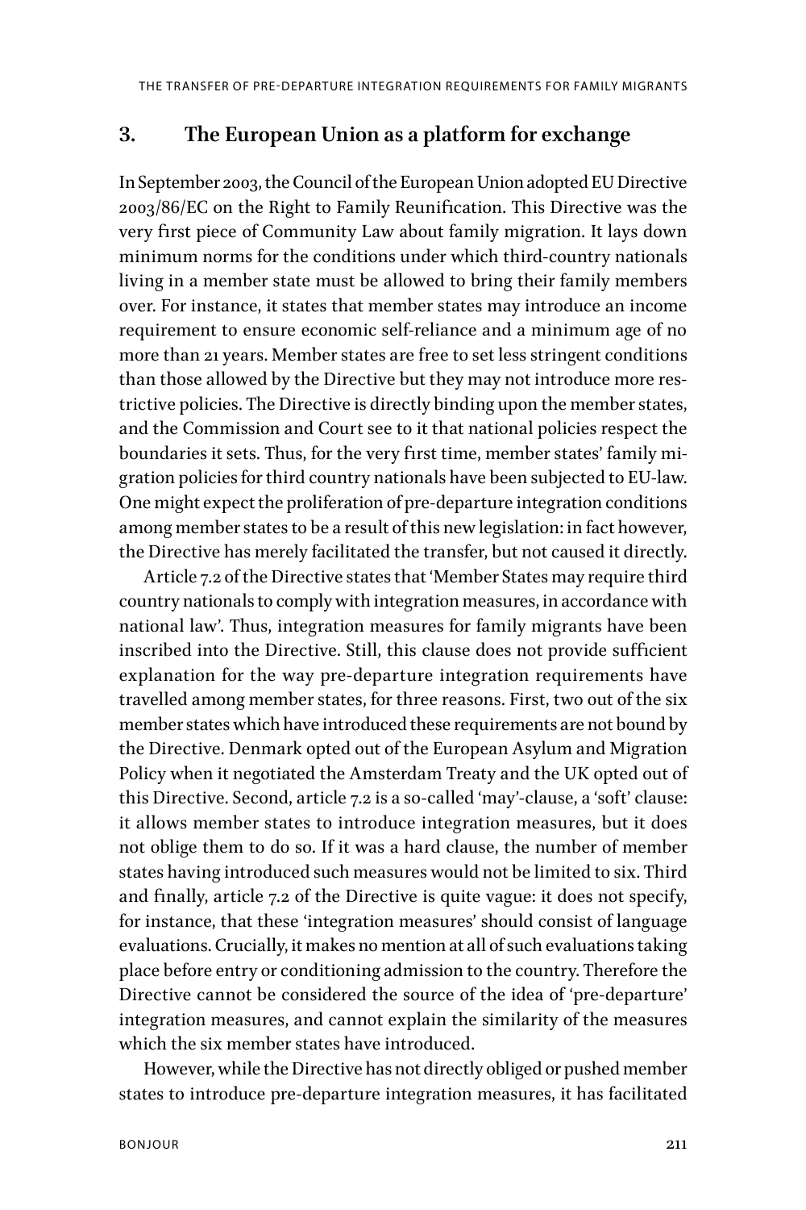## 3. The European Union as a platform for exchange

In September 2003, the Council of the European Union adopted EU Directive 2003/86/EC on the Right to Family Reunification. This Directive was the very first piece of Community Law about family migration. It lays down minimum norms for the conditions under which third-country nationals living in a member state must be allowed to bring their family members over. For instance, it states that member states may introduce an income requirement to ensure economic self-reliance and a minimum age of no more than 21 years. Member states are free to set less stringent conditions than those allowed by the Directive but they may not introduce more restrictive policies. The Directive is directly binding upon the member states, and the Commission and Court see to it that national policies respect the boundaries it sets. Thus, for the very first time, member states' family migration policies for third country nationals have been subjected to EU-law. One might expect the proliferation of pre-departure integration conditions among member states to be a result of this new legislation: in fact however, the Directive has merely facilitated the transfer, but not caused it directly.

Article 7.2 of the Directive states that 'Member States may require third country nationals to comply with integration measures, in accordance with national law'. Thus, integration measures for family migrants have been inscribed into the Directive. Still, this clause does not provide sufficient explanation for the way pre-departure integration requirements have travelled among member states, for three reasons. First, two out of the six member states which have introduced these requirements are not bound by the Directive. Denmark opted out of the European Asylum and Migration Policy when it negotiated the Amsterdam Treaty and the UK opted out of this Directive. Second, article 7.2 is a so-called 'may'-clause, a 'soft' clause: it allows member states to introduce integration measures, but it does not oblige them to do so. If it was a hard clause, the number of member states having introduced such measures would not be limited to six. Third and finally, article 7.2 of the Directive is quite vague: it does not specify, for instance, that these 'integration measures' should consist of language evaluations. Crucially, it makes no mention at all of such evaluations taking place before entry or conditioning admission to the country. Therefore the Directive cannot be considered the source of the idea of 'pre-departure' integration measures, and cannot explain the similarity of the measures which the six member states have introduced.

However, while the Directive has not directly obliged or pushed member states to introduce pre-departure integration measures, it has facilitated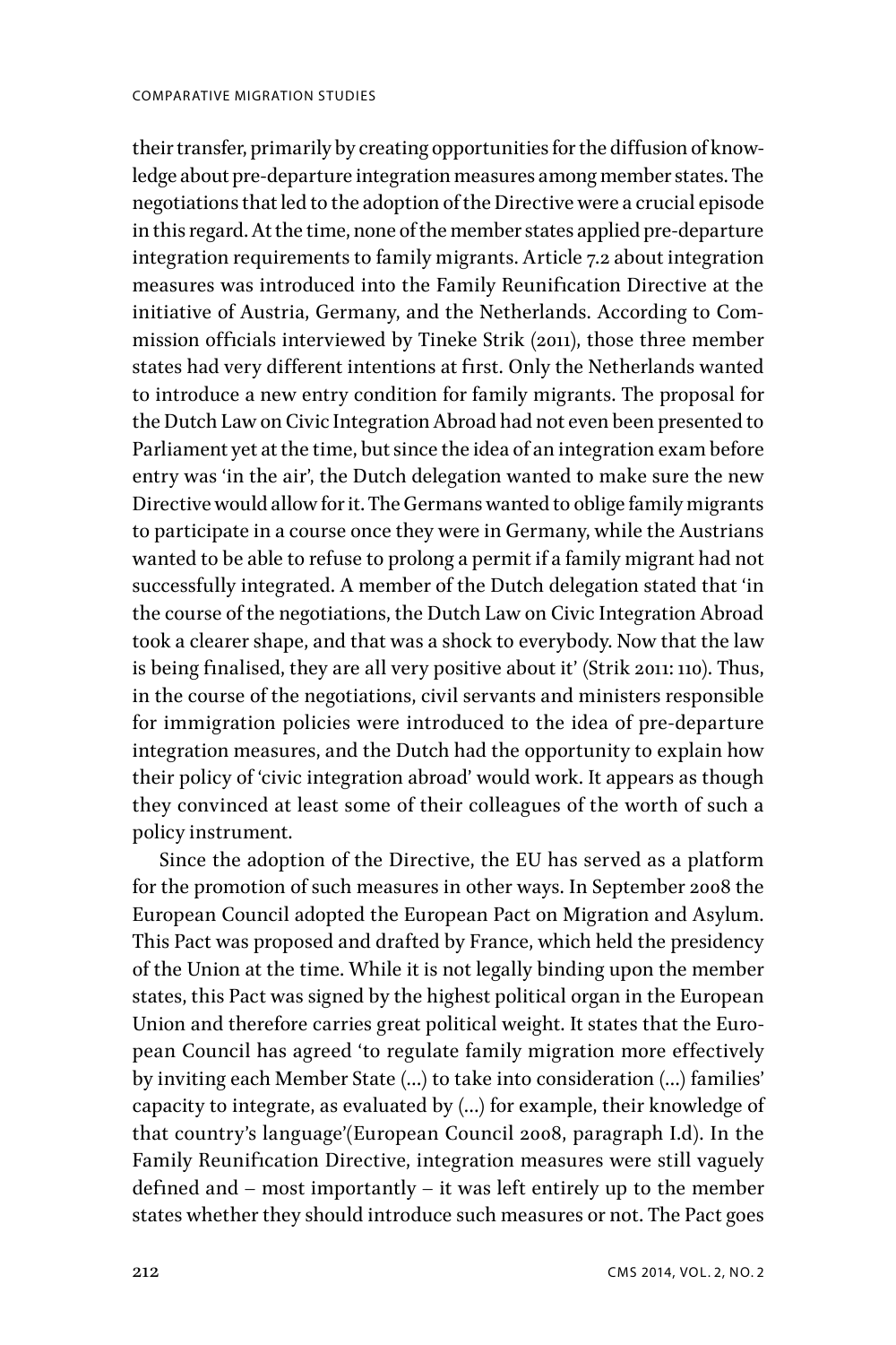their transfer, primarily by creating opportunities for the diffusion of knowledge about pre-departure integration measures among member states. The negotiations that led to the adoption of the Directive were a crucial episode in this regard. At the time, none of the member states applied pre-departure integration requirements to family migrants. Article 7.2 about integration measures was introduced into the Family Reunification Directive at the initiative of Austria, Germany, and the Netherlands. According to Commission officials interviewed by Tineke Strik (2011), those three member states had very different intentions at first. Only the Netherlands wanted to introduce a new entry condition for family migrants. The proposal for the Dutch Law on Civic Integration Abroad had not even been presented to Parliament yet at the time, but since the idea of an integration exam before entry was 'in the air', the Dutch delegation wanted to make sure the new Directive would allow for it. The Germans wanted to oblige family migrants to participate in a course once they were in Germany, while the Austrians wanted to be able to refuse to prolong a permit if a family migrant had not successfully integrated. A member of the Dutch delegation stated that 'in the course of the negotiations, the Dutch Law on Civic Integration Abroad took a clearer shape, and that was a shock to everybody. Now that the law is being finalised, they are all very positive about it' (Strik 2011: 110). Thus, in the course of the negotiations, civil servants and ministers responsible for immigration policies were introduced to the idea of pre-departure integration measures, and the Dutch had the opportunity to explain how their policy of 'civic integration abroad' would work. It appears as though they convinced at least some of their colleagues of the worth of such a policy instrument.

Since the adoption of the Directive, the EU has served as a platform for the promotion of such measures in other ways. In September 2008 the European Council adopted the European Pact on Migration and Asylum. This Pact was proposed and drafted by France, which held the presidency of the Union at the time. While it is not legally binding upon the member states, this Pact was signed by the highest political organ in the European Union and therefore carries great political weight. It states that the European Council has agreed 'to regulate family migration more effectively by inviting each Member State (…) to take into consideration (…) families' capacity to integrate, as evaluated by (…) for example, their knowledge of that country's language'(European Council 2008, paragraph I.d). In the Family Reunification Directive, integration measures were still vaguely defined and – most importantly – it was left entirely up to the member states whether they should introduce such measures or not. The Pact goes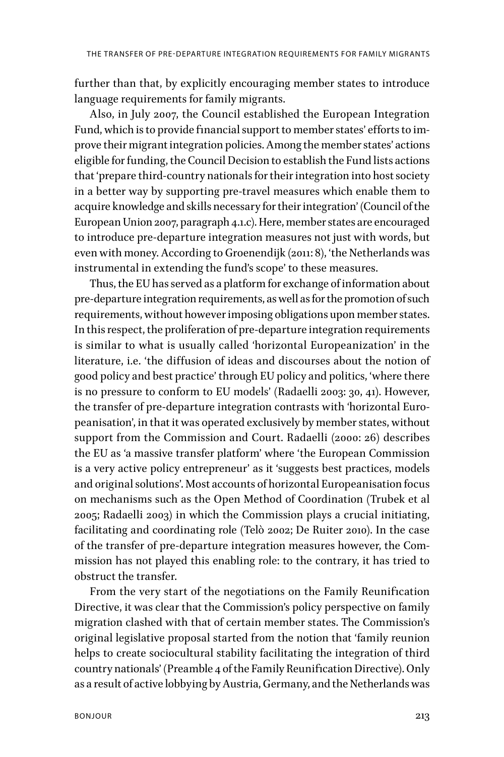further than that, by explicitly encouraging member states to introduce language requirements for family migrants.

Also, in July 2007, the Council established the European Integration Fund, which is to provide financial support to member states' efforts to improve their migrant integration policies. Among the member states' actions eligible for funding, the Council Decision to establish the Fund lists actions that 'prepare third-country nationals for their integration into host society in a better way by supporting pre-travel measures which enable them to acquire knowledge and skills necessary for their integration' (Council of the European Union 2007, paragraph 4.1.c). Here, member states are encouraged to introduce pre-departure integration measures not just with words, but even with money. According to Groenendijk (2011: 8), 'the Netherlands was instrumental in extending the fund's scope' to these measures.

Thus, the EU has served as a platform for exchange of information about pre-departure integration requirements, as well as for the promotion of such requirements, without however imposing obligations upon member states. In this respect, the proliferation of pre-departure integration requirements is similar to what is usually called 'horizontal Europeanization' in the literature, i.e. 'the diffusion of ideas and discourses about the notion of good policy and best practice' through EU policy and politics, 'where there is no pressure to conform to EU models' (Radaelli 2003: 30, 41). However, the transfer of pre-departure integration contrasts with 'horizontal Europeanisation', in that it was operated exclusively by member states, without support from the Commission and Court. Radaelli (2000: 26) describes the EU as 'a massive transfer platform' where 'the European Commission is a very active policy entrepreneur' as it 'suggests best practices, models and original solutions'. Most accounts of horizontal Europeanisation focus on mechanisms such as the Open Method of Coordination (Trubek et al 2005; Radaelli 2003) in which the Commission plays a crucial initiating, facilitating and coordinating role (Telò 2002; De Ruiter 2010). In the case of the transfer of pre-departure integration measures however, the Commission has not played this enabling role: to the contrary, it has tried to obstruct the transfer.

From the very start of the negotiations on the Family Reunification Directive, it was clear that the Commission's policy perspective on family migration clashed with that of certain member states. The Commission's original legislative proposal started from the notion that 'family reunion helps to create sociocultural stability facilitating the integration of third country nationals' (Preamble 4 of the Family Reunification Directive). Only as a result of active lobbying by Austria, Germany, and the Netherlands was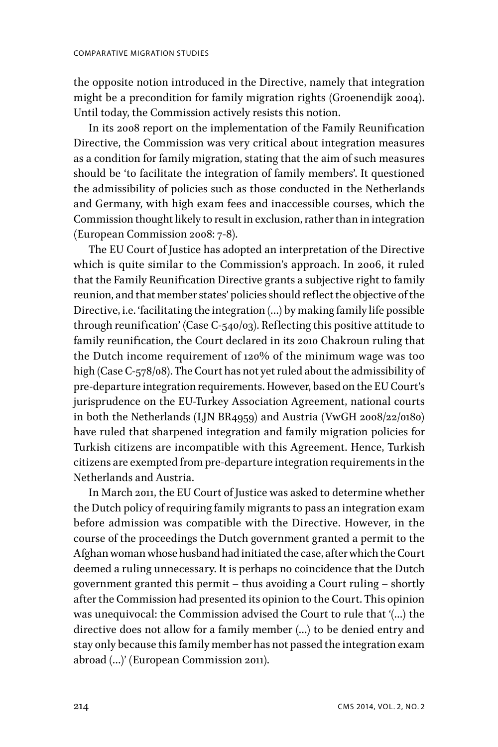the opposite notion introduced in the Directive, namely that integration might be a precondition for family migration rights (Groenendijk 2004). Until today, the Commission actively resists this notion.

In its 2008 report on the implementation of the Family Reunification Directive, the Commission was very critical about integration measures as a condition for family migration, stating that the aim of such measures should be 'to facilitate the integration of family members'. It questioned the admissibility of policies such as those conducted in the Netherlands and Germany, with high exam fees and inaccessible courses, which the Commission thought likely to result in exclusion, rather than in integration (European Commission 2008: 7-8).

The EU Court of Justice has adopted an interpretation of the Directive which is quite similar to the Commission's approach. In 2006, it ruled that the Family Reunification Directive grants a subjective right to family reunion, and that member states' policies should reflect the objective of the Directive, i.e. 'facilitating the integration (…) by making family life possible through reunification' (Case C-540/03). Reflecting this positive attitude to family reunification, the Court declared in its 2010 Chakroun ruling that the Dutch income requirement of 120% of the minimum wage was too high (Case C-578/08). The Court has not yet ruled about the admissibility of pre-departure integration requirements. However, based on the EU Court's jurisprudence on the EU-Turkey Association Agreement, national courts in both the Netherlands (LJN BR4959) and Austria (VwGH 2008/22/0180) have ruled that sharpened integration and family migration policies for Turkish citizens are incompatible with this Agreement. Hence, Turkish citizens are exempted from pre-departure integration requirements in the Netherlands and Austria.

In March 2011, the EU Court of Justice was asked to determine whether the Dutch policy of requiring family migrants to pass an integration exam before admission was compatible with the Directive. However, in the course of the proceedings the Dutch government granted a permit to the Afghan woman whose husband had initiated the case, after which the Court deemed a ruling unnecessary. It is perhaps no coincidence that the Dutch government granted this permit – thus avoiding a Court ruling – shortly after the Commission had presented its opinion to the Court. This opinion was unequivocal: the Commission advised the Court to rule that '(…) the directive does not allow for a family member (…) to be denied entry and stay only because this family member has not passed the integration exam abroad (…)' (European Commission 2011).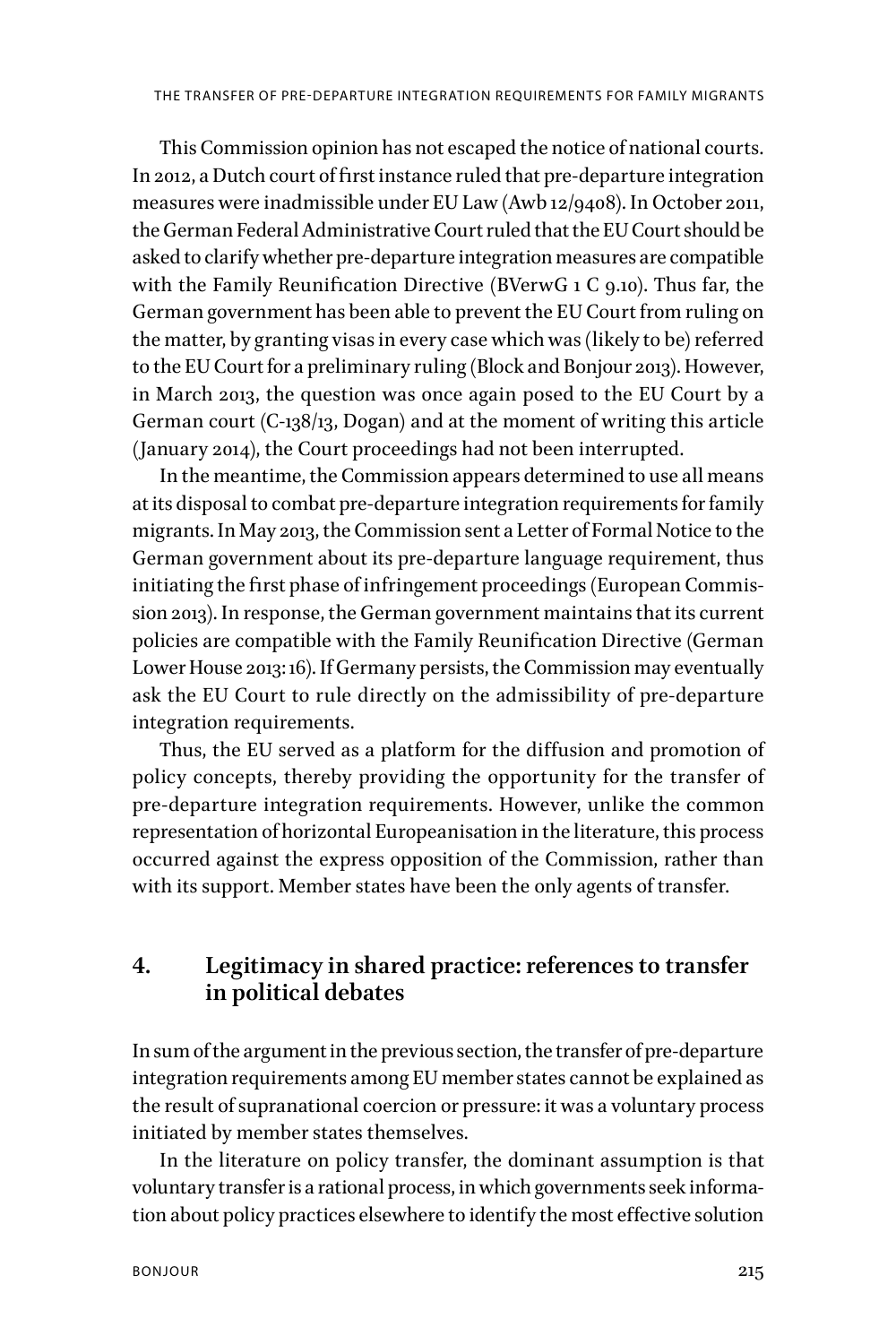This Commission opinion has not escaped the notice of national courts. In 2012, a Dutch court of first instance ruled that pre-departure integration measures were inadmissible under EU Law (Awb 12/9408). In October 2011, the German Federal Administrative Court ruled that the EU Court should be asked to clarify whether pre-departure integration measures are compatible with the Family Reunification Directive (BVerwG 1 C 9.10). Thus far, the German government has been able to prevent the EU Court from ruling on the matter, by granting visas in every case which was (likely to be) referred to the EU Court for a preliminary ruling (Block and Bonjour 2013). However, in March 2013, the question was once again posed to the EU Court by a German court (C-138/13, Dogan) and at the moment of writing this article (January 2014), the Court proceedings had not been interrupted.

In the meantime, the Commission appears determined to use all means at its disposal to combat pre-departure integration requirements for family migrants. In May 2013, the Commission sent a Letter of Formal Notice to the German government about its pre-departure language requirement, thus initiating the first phase of infringement proceedings (European Commission 2013). In response, the German government maintains that its current policies are compatible with the Family Reunification Directive (German Lower House 2013: 16). If Germany persists, the Commission may eventually ask the EU Court to rule directly on the admissibility of pre-departure integration requirements.

Thus, the EU served as a platform for the diffusion and promotion of policy concepts, thereby providing the opportunity for the transfer of pre-departure integration requirements. However, unlike the common representation of horizontal Europeanisation in the literature, this process occurred against the express opposition of the Commission, rather than with its support. Member states have been the only agents of transfer.

## 4. Legitimacy in shared practice: references to transfer in political debates

In sum of the argument in the previous section, the transfer of pre-departure integration requirements among EU member states cannot be explained as the result of supranational coercion or pressure: it was a voluntary process initiated by member states themselves.

In the literature on policy transfer, the dominant assumption is that voluntary transfer is a rational process, in which governments seek information about policy practices elsewhere to identify the most effective solution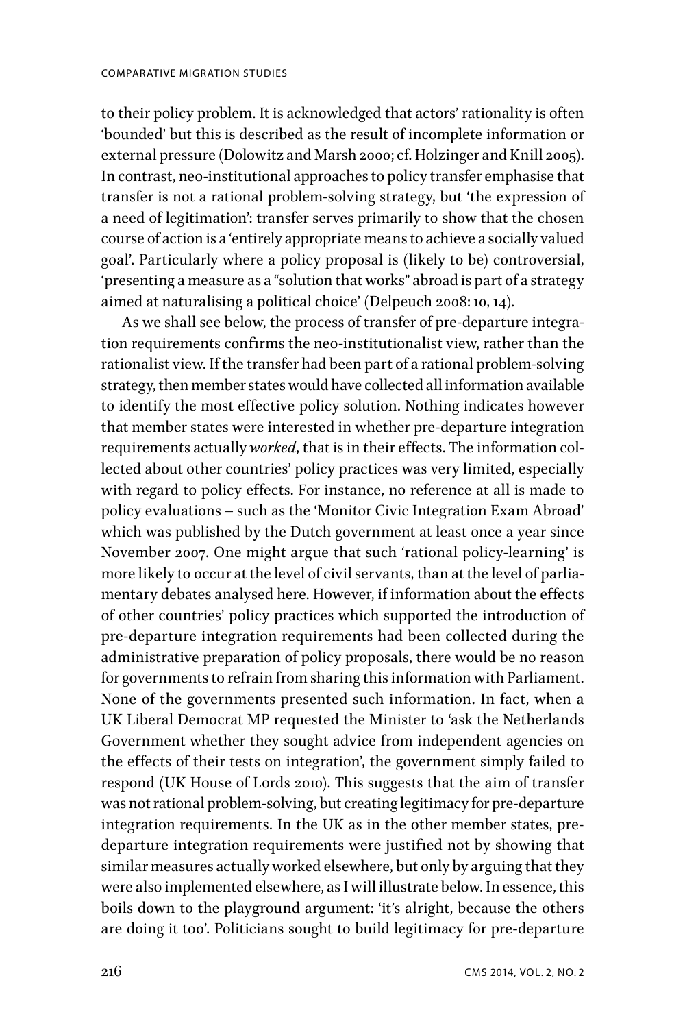to their policy problem. It is acknowledged that actors' rationality is often 'bounded' but this is described as the result of incomplete information or external pressure (Dolowitz and Marsh 2000; cf. Holzinger and Knill 2005). In contrast, neo-institutional approaches to policy transfer emphasise that transfer is not a rational problem-solving strategy, but 'the expression of a need of legitimation': transfer serves primarily to show that the chosen course of action is a 'entirely appropriate means to achieve a socially valued goal'. Particularly where a policy proposal is (likely to be) controversial, 'presenting a measure as a "solution that works" abroad is part of a strategy aimed at naturalising a political choice' (Delpeuch 2008: 10, 14).

As we shall see below, the process of transfer of pre-departure integration requirements confirms the neo-institutionalist view, rather than the rationalist view. If the transfer had been part of a rational problem-solving strategy, then member states would have collected all information available to identify the most effective policy solution. Nothing indicates however that member states were interested in whether pre-departure integration requirements actually *worked*, that is in their effects. The information collected about other countries' policy practices was very limited, especially with regard to policy effects. For instance, no reference at all is made to policy evaluations – such as the 'Monitor Civic Integration Exam Abroad' which was published by the Dutch government at least once a year since November 2007. One might argue that such 'rational policy-learning' is more likely to occur at the level of civil servants, than at the level of parliamentary debates analysed here. However, if information about the effects of other countries' policy practices which supported the introduction of pre-departure integration requirements had been collected during the administrative preparation of policy proposals, there would be no reason for governments to refrain from sharing this information with Parliament. None of the governments presented such information. In fact, when a UK Liberal Democrat MP requested the Minister to 'ask the Netherlands Government whether they sought advice from independent agencies on the effects of their tests on integration', the government simply failed to respond (UK House of Lords 2010). This suggests that the aim of transfer was not rational problem-solving, but creating legitimacy for pre-departure integration requirements. In the UK as in the other member states, pre-departure integration requirements were justified not by showing that similar measures actually worked elsewhere, but only by arguing that they were also implemented elsewhere, as I will illustrate below. In essence, this boils down to the playground argument: 'it's alright, because the others are doing it too'. Politicians sought to build legitimacy for pre-departure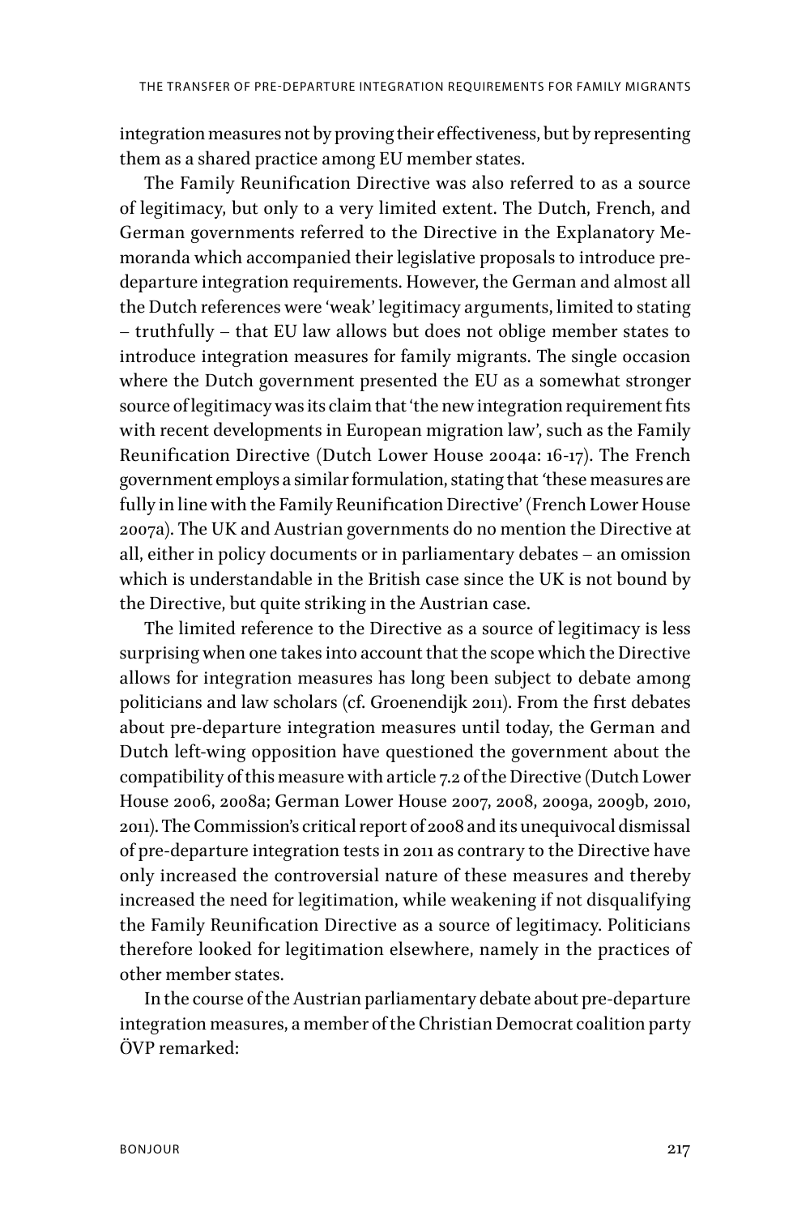integration measures not by proving their effectiveness, but by representing them as a shared practice among EU member states.

The Family Reunification Directive was also referred to as a source of legitimacy, but only to a very limited extent. The Dutch, French, and German governments referred to the Directive in the Explanatory Memoranda which accompanied their legislative proposals to introduce pre-departure integration requirements. However, the German and almost all the Dutch references were 'weak' legitimacy arguments, limited to stating – truthfully – that EU law allows but does not oblige member states to introduce integration measures for family migrants. The single occasion where the Dutch government presented the EU as a somewhat stronger source of legitimacy was its claim that 'the new integration requirement fits with recent developments in European migration law', such as the Family Reunification Directive (Dutch Lower House 2004a: 16-17). The French government employs a similar formulation, stating that 'these measures are fully in line with the Family Reunification Directive' (French Lower House 2007a). The UK and Austrian governments do no mention the Directive at all, either in policy documents or in parliamentary debates – an omission which is understandable in the British case since the UK is not bound by the Directive, but quite striking in the Austrian case.

The limited reference to the Directive as a source of legitimacy is less surprising when one takes into account that the scope which the Directive allows for integration measures has long been subject to debate among politicians and law scholars (cf. Groenendijk 2011). From the first debates about pre-departure integration measures until today, the German and Dutch left-wing opposition have questioned the government about the compatibility of this measure with article 7.2 of the Directive (Dutch Lower House 2006, 2008a; German Lower House 2007, 2008, 2009a, 2009b, 2010, 2011). The Commission's critical report of 2008 and its unequivocal dismissal of pre-departure integration tests in 2011 as contrary to the Directive have only increased the controversial nature of these measures and thereby increased the need for legitimation, while weakening if not disqualifying the Family Reunification Directive as a source of legitimacy. Politicians therefore looked for legitimation elsewhere, namely in the practices of other member states.

In the course of the Austrian parliamentary debate about pre-departure integration measures, a member of the Christian Democrat coalition party ÖVP remarked: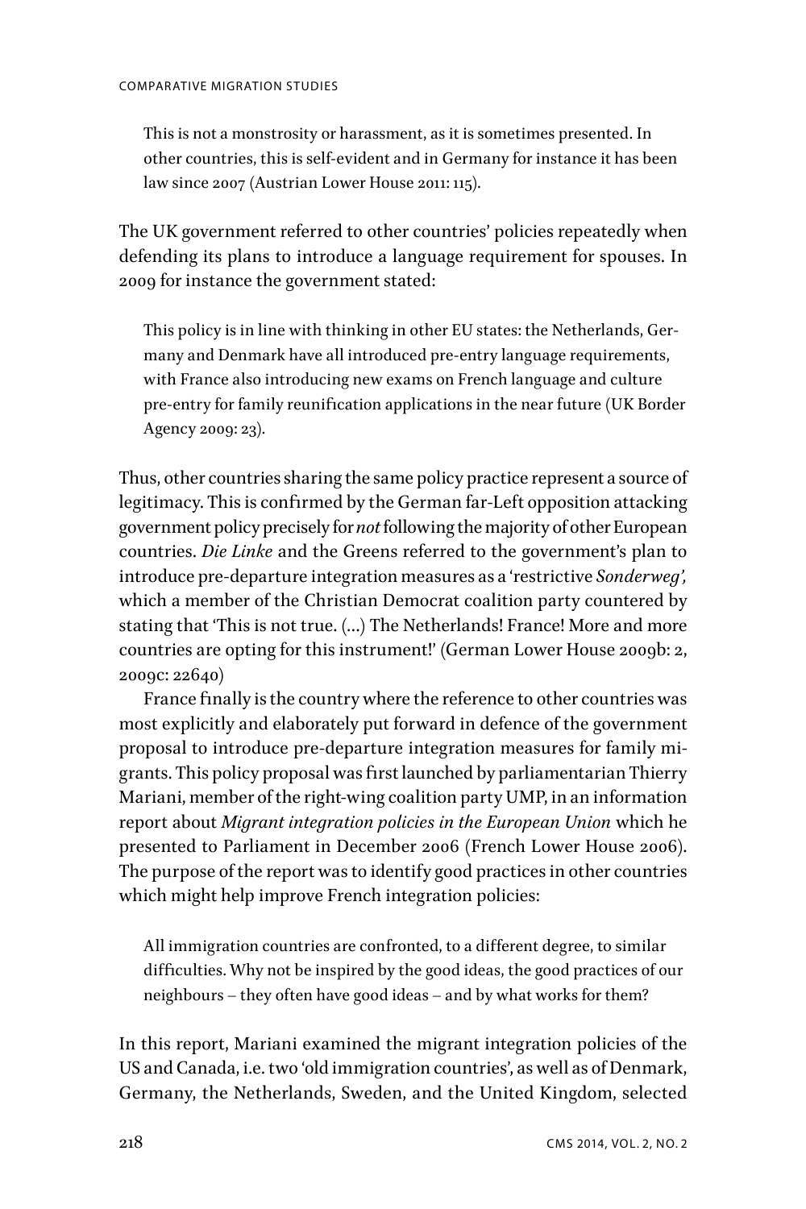> This is not a monstrosity or harassment, as it is sometimes presented. In other countries, this is self-evident and in Germany for instance it has been law since 2007 (Austrian Lower House 2011: 115).

The UK government referred to other countries' policies repeatedly when defending its plans to introduce a language requirement for spouses. In 2009 for instance the government stated:

> This policy is in line with thinking in other EU states: the Netherlands, Germany and Denmark have all introduced pre-entry language requirements, with France also introducing new exams on French language and culture pre-entry for family reunification applications in the near future (UK Border Agency 2009: 23).

Thus, other countries sharing the same policy practice represent a source of legitimacy. This is confirmed by the German far-Left opposition attacking government policy precisely for *not* following the majority of other European countries. *Die Linke* and the Greens referred to the government's plan to introduce pre-departure integration measures as a 'restrictive *Sonderweg',* which a member of the Christian Democrat coalition party countered by stating that 'This is not true. (...) The Netherlands! France! More and more countries are opting for this instrument!' (German Lower House 2009b: 2, 2009c: 22640)

France finally is the country where the reference to other countries was most explicitly and elaborately put forward in defence of the government proposal to introduce pre-departure integration measures for family migrants. This policy proposal was first launched by parliamentarian Thierry Mariani, member of the right-wing coalition party UMP, in an information report about *Migrant integration policies in the European Union* which he presented to Parliament in December 2006 (French Lower House 2006). The purpose of the report was to identify good practices in other countries which might help improve French integration policies:

> All immigration countries are confronted, to a different degree, to similar difficulties. Why not be inspired by the good ideas, the good practices of our neighbours – they often have good ideas – and by what works for them?

In this report, Mariani examined the migrant integration policies of the US and Canada, i.e. two 'old immigration countries', as well as of Denmark, Germany, the Netherlands, Sweden, and the United Kingdom, selected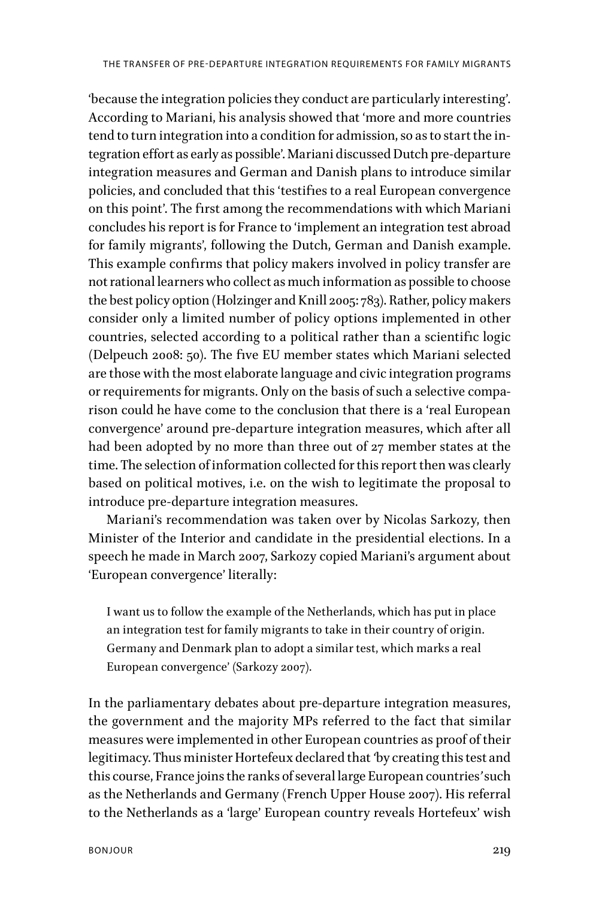'because the integration policies they conduct are particularly interesting'. According to Mariani, his analysis showed that 'more and more countries tend to turn integration into a condition for admission, so as to start the integration effort as early as possible'. Mariani discussed Dutch pre-departure integration measures and German and Danish plans to introduce similar policies, and concluded that this 'testifies to a real European convergence on this point'. The first among the recommendations with which Mariani concludes his report is for France to 'implement an integration test abroad for family migrants', following the Dutch, German and Danish example. This example confirms that policy makers involved in policy transfer are not rational learners who collect as much information as possible to choose the best policy option (Holzinger and Knill 2005: 783). Rather, policy makers consider only a limited number of policy options implemented in other countries, selected according to a political rather than a scientific logic (Delpeuch 2008: 50). The five EU member states which Mariani selected are those with the most elaborate language and civic integration programs or requirements for migrants. Only on the basis of such a selective comparison could he have come to the conclusion that there is a 'real European convergence' around pre-departure integration measures, which after all had been adopted by no more than three out of 27 member states at the time. The selection of information collected for this report then was clearly based on political motives, i.e. on the wish to legitimate the proposal to introduce pre-departure integration measures.

Mariani's recommendation was taken over by Nicolas Sarkozy, then Minister of the Interior and candidate in the presidential elections. In a speech he made in March 2007, Sarkozy copied Mariani's argument about 'European convergence' literally:

> I want us to follow the example of the Netherlands, which has put in place an integration test for family migrants to take in their country of origin. Germany and Denmark plan to adopt a similar test, which marks a real European convergence' (Sarkozy 2007).

In the parliamentary debates about pre-departure integration measures, the government and the majority MPs referred to the fact that similar measures were implemented in other European countries as proof of their legitimacy. Thus minister Hortefeux declared that 'by creating this test and this course, France joins the ranks of several large European countries' such as the Netherlands and Germany (French Upper House 2007). His referral to the Netherlands as a 'large' European country reveals Hortefeux' wish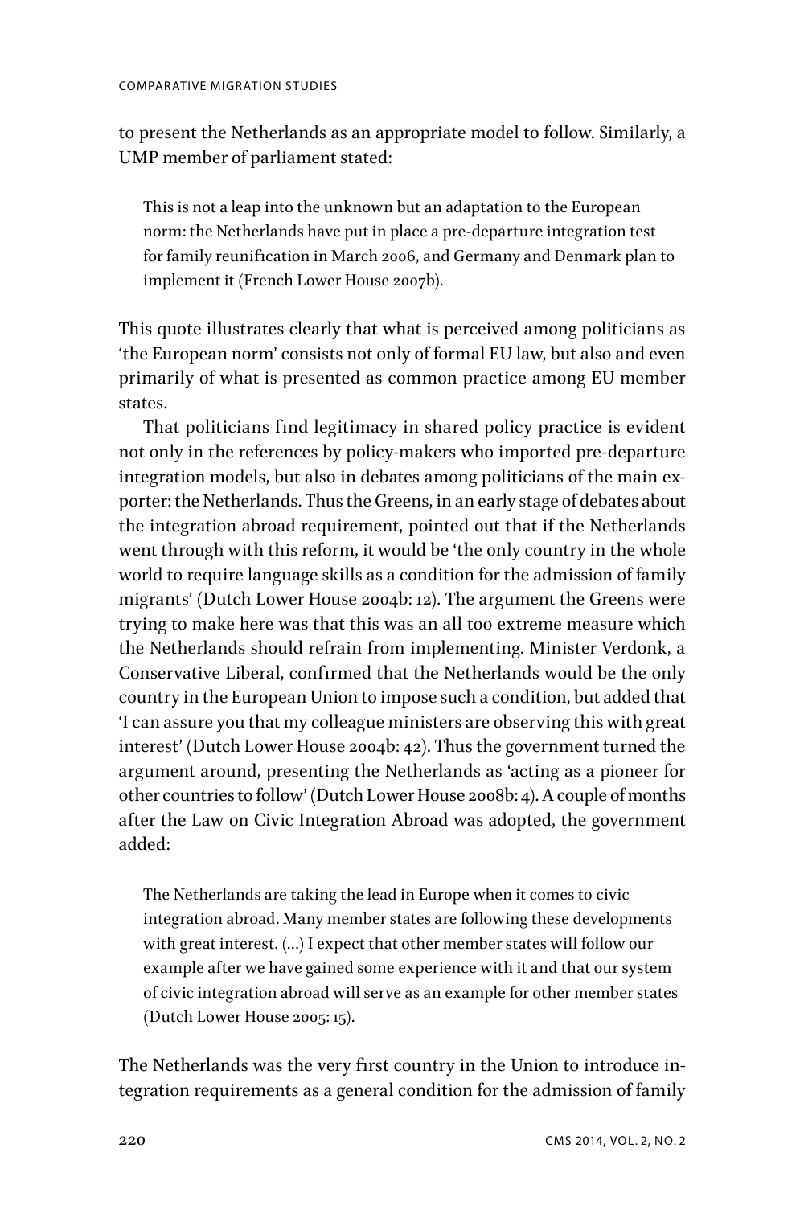to present the Netherlands as an appropriate model to follow. Similarly, a UMP member of parliament stated:

> This is not a leap into the unknown but an adaptation to the European norm: the Netherlands have put in place a pre-departure integration test for family reunification in March 2006, and Germany and Denmark plan to implement it (French Lower House 2007b).

This quote illustrates clearly that what is perceived among politicians as 'the European norm' consists not only of formal EU law, but also and even primarily of what is presented as common practice among EU member states.

That politicians find legitimacy in shared policy practice is evident not only in the references by policy-makers who imported pre-departure integration models, but also in debates among politicians of the main exporter: the Netherlands. Thus the Greens, in an early stage of debates about the integration abroad requirement, pointed out that if the Netherlands went through with this reform, it would be 'the only country in the whole world to require language skills as a condition for the admission of family migrants' (Dutch Lower House 2004b: 12). The argument the Greens were trying to make here was that this was an all too extreme measure which the Netherlands should refrain from implementing. Minister Verdonk, a Conservative Liberal, confirmed that the Netherlands would be the only country in the European Union to impose such a condition, but added that 'I can assure you that my colleague ministers are observing this with great interest' (Dutch Lower House 2004b: 42). Thus the government turned the argument around, presenting the Netherlands as 'acting as a pioneer for other countries to follow' (Dutch Lower House 2008b: 4). A couple of months after the Law on Civic Integration Abroad was adopted, the government added:

> The Netherlands are taking the lead in Europe when it comes to civic integration abroad. Many member states are following these developments with great interest. (…) I expect that other member states will follow our example after we have gained some experience with it and that our system of civic integration abroad will serve as an example for other member states (Dutch Lower House 2005: 15).

The Netherlands was the very first country in the Union to introduce integration requirements as a general condition for the admission of family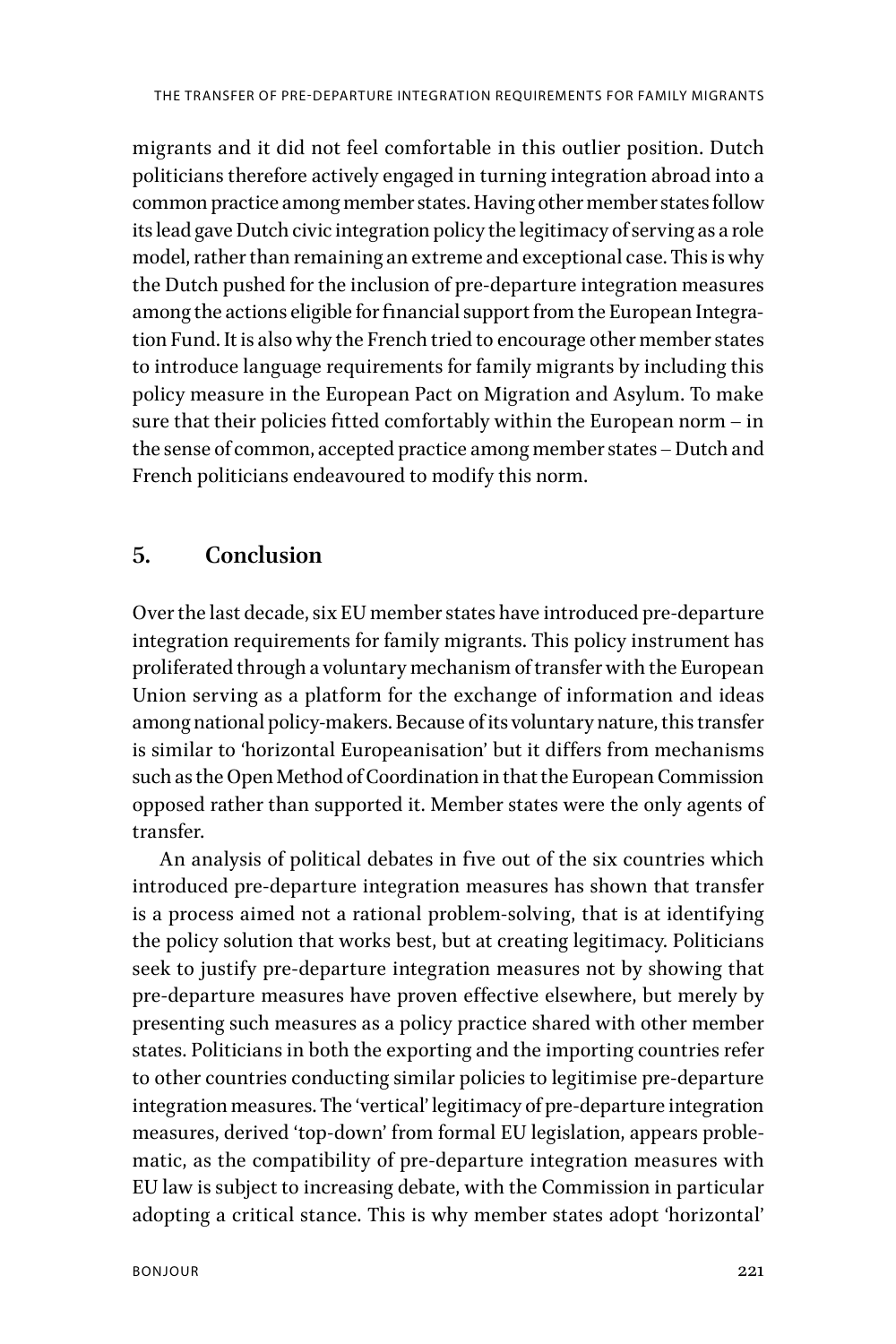migrants and it did not feel comfortable in this outlier position. Dutch politicians therefore actively engaged in turning integration abroad into a common practice among member states. Having other member states follow its lead gave Dutch civic integration policy the legitimacy of serving as a role model, rather than remaining an extreme and exceptional case. This is why the Dutch pushed for the inclusion of pre-departure integration measures among the actions eligible for financial support from the European Integration Fund. It is also why the French tried to encourage other member states to introduce language requirements for family migrants by including this policy measure in the European Pact on Migration and Asylum. To make sure that their policies fitted comfortably within the European norm – in the sense of common, accepted practice among member states – Dutch and French politicians endeavoured to modify this norm.

## 5. Conclusion

Over the last decade, six EU member states have introduced pre-departure integration requirements for family migrants. This policy instrument has proliferated through a voluntary mechanism of transfer with the European Union serving as a platform for the exchange of information and ideas among national policy-makers. Because of its voluntary nature, this transfer is similar to 'horizontal Europeanisation' but it differs from mechanisms such as the Open Method of Coordination in that the European Commission opposed rather than supported it. Member states were the only agents of transfer.

An analysis of political debates in five out of the six countries which introduced pre-departure integration measures has shown that transfer is a process aimed not a rational problem-solving, that is at identifying the policy solution that works best, but at creating legitimacy. Politicians seek to justify pre-departure integration measures not by showing that pre-departure measures have proven effective elsewhere, but merely by presenting such measures as a policy practice shared with other member states. Politicians in both the exporting and the importing countries refer to other countries conducting similar policies to legitimise pre-departure integration measures. The 'vertical' legitimacy of pre-departure integration measures, derived 'top-down' from formal EU legislation, appears problematic, as the compatibility of pre-departure integration measures with EU law is subject to increasing debate, with the Commission in particular adopting a critical stance. This is why member states adopt 'horizontal'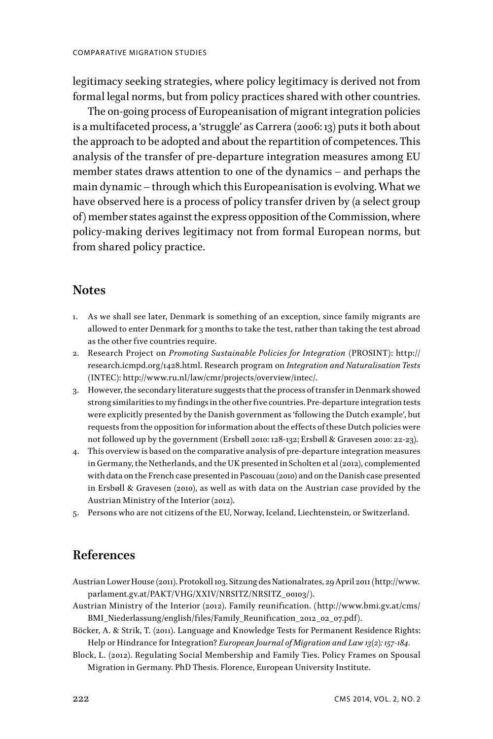legitimacy seeking strategies, where policy legitimacy is derived not from formal legal norms, but from policy practices shared with other countries.

The on-going process of Europeanisation of migrant integration policies is a multifaceted process, a 'struggle' as Carrera (2006: 13) puts it both about the approach to be adopted and about the repartition of competences. This analysis of the transfer of pre-departure integration measures among EU member states draws attention to one of the dynamics – and perhaps the main dynamic – through which this Europeanisation is evolving. What we have observed here is a process of policy transfer driven by (a select group of) member states against the express opposition of the Commission, where policy-making derives legitimacy not from formal European norms, but from shared policy practice.

## Notes

1. As we shall see later, Denmark is something of an exception, since family migrants are allowed to enter Denmark for 3 months to take the test, rather than taking the test abroad as the other five countries require.
2. Research Project on *Promoting Sustainable Policies for Integration* (PROSINT): http://research.icmpd.org/1428.html. Research program on *Integration and Naturalisation Tests* (INTEC): http://www.ru.nl/law/cmr/projects/overview/intec/.
3. However, the secondary literature suggests that the process of transfer in Denmark showed strong similarities to my findings in the other five countries. Pre-departure integration tests were explicitly presented by the Danish government as 'following the Dutch example', but requests from the opposition for information about the effects of these Dutch policies were not followed up by the government (Ersbøll 2010: 128-132; Ersbøll & Gravesen 2010: 22-23).
4. This overview is based on the comparative analysis of pre-departure integration measures in Germany, the Netherlands, and the UK presented in Scholten et al (2012), complemented with data on the French case presented in Pascouau (2010) and on the Danish case presented in Ersbøll & Gravesen (2010), as well as with data on the Austrian case provided by the Austrian Ministry of the Interior (2012).
5. Persons who are not citizens of the EU, Norway, Iceland, Liechtenstein, or Switzerland.

## References

Austrian Lower House (2011). Protokoll 103. Sitzung des Nationalrates, 29 April 2011 (http://www.parlament.gv.at/PAKT/VHG/XXIV/NRSITZ/NRSITZ_00103/).

Austrian Ministry of the Interior (2012). Family reunification. (http://www.bmi.gv.at/cms/BMI_Niederlassung/english/files/Family_Reunification_2012_02_07.pdf).

Böcker, A. & Strik, T. (2011). Language and Knowledge Tests for Permanent Residence Rights: Help or Hindrance for Integration? *European Journal of Migration and Law 13(2): 157-184.*

Block, L. (2012). Regulating Social Membership and Family Ties. Policy Frames on Spousal Migration in Germany. PhD Thesis. Florence, European University Institute.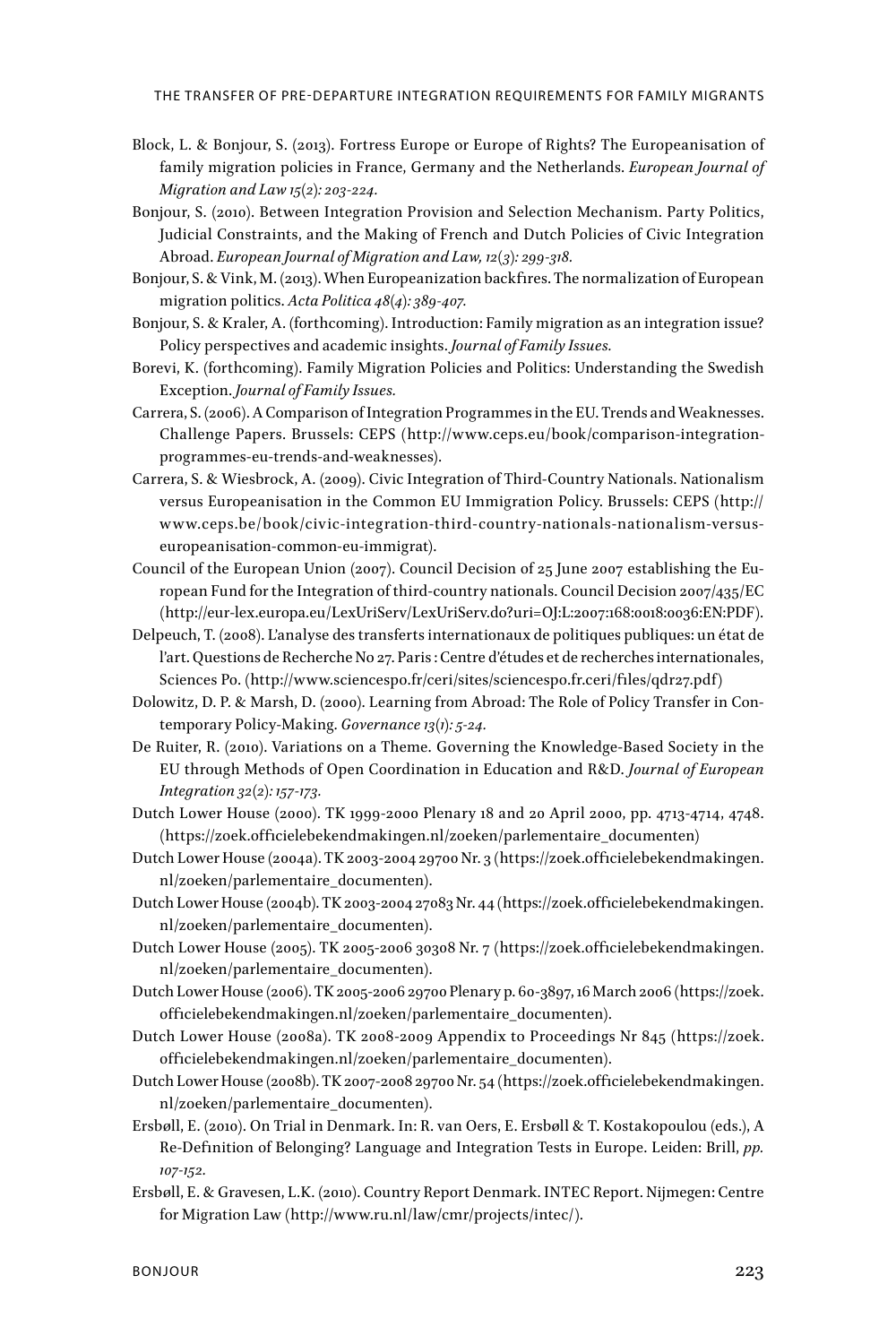Block, L. & Bonjour, S. (2013). Fortress Europe or Europe of Rights? The Europeanisation of family migration policies in France, Germany and the Netherlands. *European Journal of Migration and Law 15(2): 203-224.*

Bonjour, S. (2010). Between Integration Provision and Selection Mechanism. Party Politics, Judicial Constraints, and the Making of French and Dutch Policies of Civic Integration Abroad. *European Journal of Migration and Law, 12(3): 299-318.*

Bonjour, S. & Vink, M. (2013). When Europeanization backfires. The normalization of European migration politics. *Acta Politica 48(4): 389-407.*

Bonjour, S. & Kraler, A. (forthcoming). Introduction: Family migration as an integration issue? Policy perspectives and academic insights. *Journal of Family Issues.*

Borevi, K. (forthcoming). Family Migration Policies and Politics: Understanding the Swedish Exception. *Journal of Family Issues.*

Carrera, S. (2006). A Comparison of Integration Programmes in the EU. Trends and Weaknesses. Challenge Papers. Brussels: CEPS (http://www.ceps.eu/book/comparison-integration-programmes-eu-trends-and-weaknesses).

Carrera, S. & Wiesbrock, A. (2009). Civic Integration of Third-Country Nationals. Nationalism versus Europeanisation in the Common EU Immigration Policy. Brussels: CEPS (http://www.ceps.be/book/civic-integration-third-country-nationals-nationalism-versus-europeanisation-common-eu-immigrat).

Council of the European Union (2007). Council Decision of 25 June 2007 establishing the European Fund for the Integration of third-country nationals. Council Decision 2007/435/EC (http://eur-lex.europa.eu/LexUriServ/LexUriServ.do?uri=OJ:L:2007:168:0018:0036:EN:PDF).

Delpeuch, T. (2008). L'analyse des transferts internationaux de politiques publiques: un état de l'art. Questions de Recherche No 27. Paris : Centre d'études et de recherches internationales, Sciences Po. (http://www.sciencespo.fr/ceri/sites/sciencespo.fr.ceri/files/qdr27.pdf)

Dolowitz, D. P. & Marsh, D. (2000). Learning from Abroad: The Role of Policy Transfer in Contemporary Policy-Making. *Governance 13(1): 5-24.*

De Ruiter, R. (2010). Variations on a Theme. Governing the Knowledge-Based Society in the EU through Methods of Open Coordination in Education and R&D. *Journal of European Integration 32(2): 157-173.*

Dutch Lower House (2000). TK 1999-2000 Plenary 18 and 20 April 2000, pp. 4713-4714, 4748. (https://zoek.officielebekendmakingen.nl/zoeken/parlementaire_documenten)

Dutch Lower House (2004a). TK 2003-2004 29700 Nr. 3 (https://zoek.officielebekendmakingen.nl/zoeken/parlementaire_documenten).

Dutch Lower House (2004b). TK 2003-2004 27083 Nr. 44 (https://zoek.officielebekendmakingen.nl/zoeken/parlementaire_documenten).

Dutch Lower House (2005). TK 2005-2006 30308 Nr. 7 (https://zoek.officielebekendmakingen.nl/zoeken/parlementaire_documenten).

Dutch Lower House (2006). TK 2005-2006 29700 Plenary p. 60-3897, 16 March 2006 (https://zoek.officielebekendmakingen.nl/zoeken/parlementaire_documenten).

Dutch Lower House (2008a). TK 2008-2009 Appendix to Proceedings Nr 845 (https://zoek.officielebekendmakingen.nl/zoeken/parlementaire_documenten).

Dutch Lower House (2008b). TK 2007-2008 29700 Nr. 54 (https://zoek.officielebekendmakingen.nl/zoeken/parlementaire_documenten).

Ersbøll, E. (2010). On Trial in Denmark. In: R. van Oers, E. Ersbøll & T. Kostakopoulou (eds.), A Re-Definition of Belonging? Language and Integration Tests in Europe. Leiden: Brill, *pp. 107-152.*

Ersbøll, E. & Gravesen, L.K. (2010). Country Report Denmark. INTEC Report. Nijmegen: Centre for Migration Law (http://www.ru.nl/law/cmr/projects/intec/).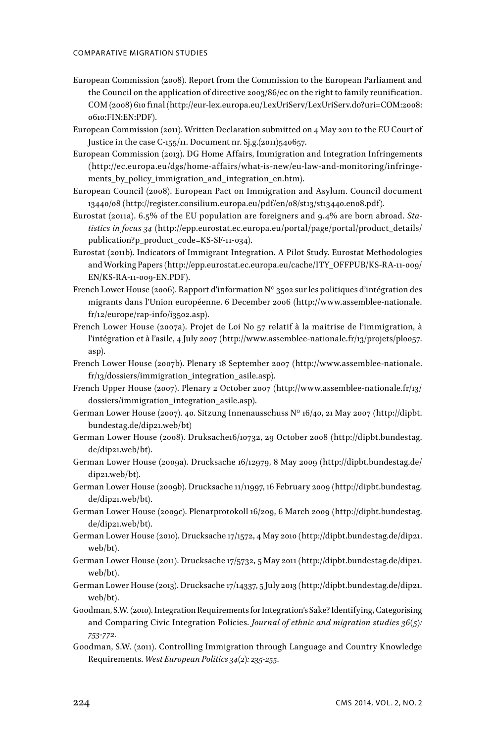European Commission (2008). Report from the Commission to the European Parliament and the Council on the application of directive 2003/86/ec on the right to family reunification. COM (2008) 610 final (http://eur-lex.europa.eu/LexUriServ/LexUriServ.do?uri=COM:2008:0610:FIN:EN:PDF).

European Commission (2011). Written Declaration submitted on 4 May 2011 to the EU Court of Justice in the case C-155/11. Document nr. Sj.g.(2011)540657.

European Commission (2013). DG Home Affairs, Immigration and Integration Infringements (http://ec.europa.eu/dgs/home-affairs/what-is-new/eu-law-and-monitoring/infringements_by_policy_immigration_and_integration_en.htm).

European Council (2008). European Pact on Immigration and Asylum. Council document 13440/08 (http://register.consilium.europa.eu/pdf/en/08/st13/st13440.en08.pdf).

Eurostat (2011a). 6.5% of the EU population are foreigners and 9.4% are born abroad. *Statistics in focus 34* (http://epp.eurostat.ec.europa.eu/portal/page/portal/product_details/publication?p_product_code=KS-SF-11-034).

Eurostat (2011b). Indicators of Immigrant Integration. A Pilot Study. Eurostat Methodologies and Working Papers (http://epp.eurostat.ec.europa.eu/cache/ITY_OFFPUB/KS-RA-11-009/EN/KS-RA-11-009-EN.PDF).

French Lower House (2006). Rapport d'information N° 3502 sur les politiques d'intégration des migrants dans l'Union européenne, 6 December 2006 (http://www.assemblee-nationale.fr/12/europe/rap-info/i3502.asp).

French Lower House (2007a). Projet de Loi No 57 relatif à la maitrise de l'immigration, à l'intégration et à l'asile, 4 July 2007 (http://www.assemblee-nationale.fr/13/projets/pl0057.asp).

French Lower House (2007b). Plenary 18 September 2007 (http://www.assemblee-nationale.fr/13/dossiers/immigration_integration_asile.asp).

French Upper House (2007). Plenary 2 October 2007 (http://www.assemblee-nationale.fr/13/dossiers/immigration_integration_asile.asp).

German Lower House (2007). 40. Sitzung Innenausschuss N° 16/40, 21 May 2007 (http://dipbt.bundestag.de/dip21.web/bt)

German Lower House (2008). Druksache16/10732, 29 October 2008 (http://dipbt.bundestag.de/dip21.web/bt).

German Lower House (2009a). Drucksache 16/12979, 8 May 2009 (http://dipbt.bundestag.de/dip21.web/bt).

German Lower House (2009b). Drucksache 11/11997, 16 February 2009 (http://dipbt.bundestag.de/dip21.web/bt).

German Lower House (2009c). Plenarprotokoll 16/209, 6 March 2009 (http://dipbt.bundestag.de/dip21.web/bt).

German Lower House (2010). Drucksache 17/1572, 4 May 2010 (http://dipbt.bundestag.de/dip21.web/bt).

German Lower House (2011). Drucksache 17/5732, 5 May 2011 (http://dipbt.bundestag.de/dip21.web/bt).

German Lower House (2013). Drucksache 17/14337, 5 July 2013 (http://dipbt.bundestag.de/dip21.web/bt).

Goodman, S.W. (2010). Integration Requirements for Integration's Sake? Identifying, Categorising and Comparing Civic Integration Policies. *Journal of ethnic and migration studies 36(5): 753-772.*

Goodman, S.W. (2011). Controlling Immigration through Language and Country Knowledge Requirements. *West European Politics 34(2): 235-255.*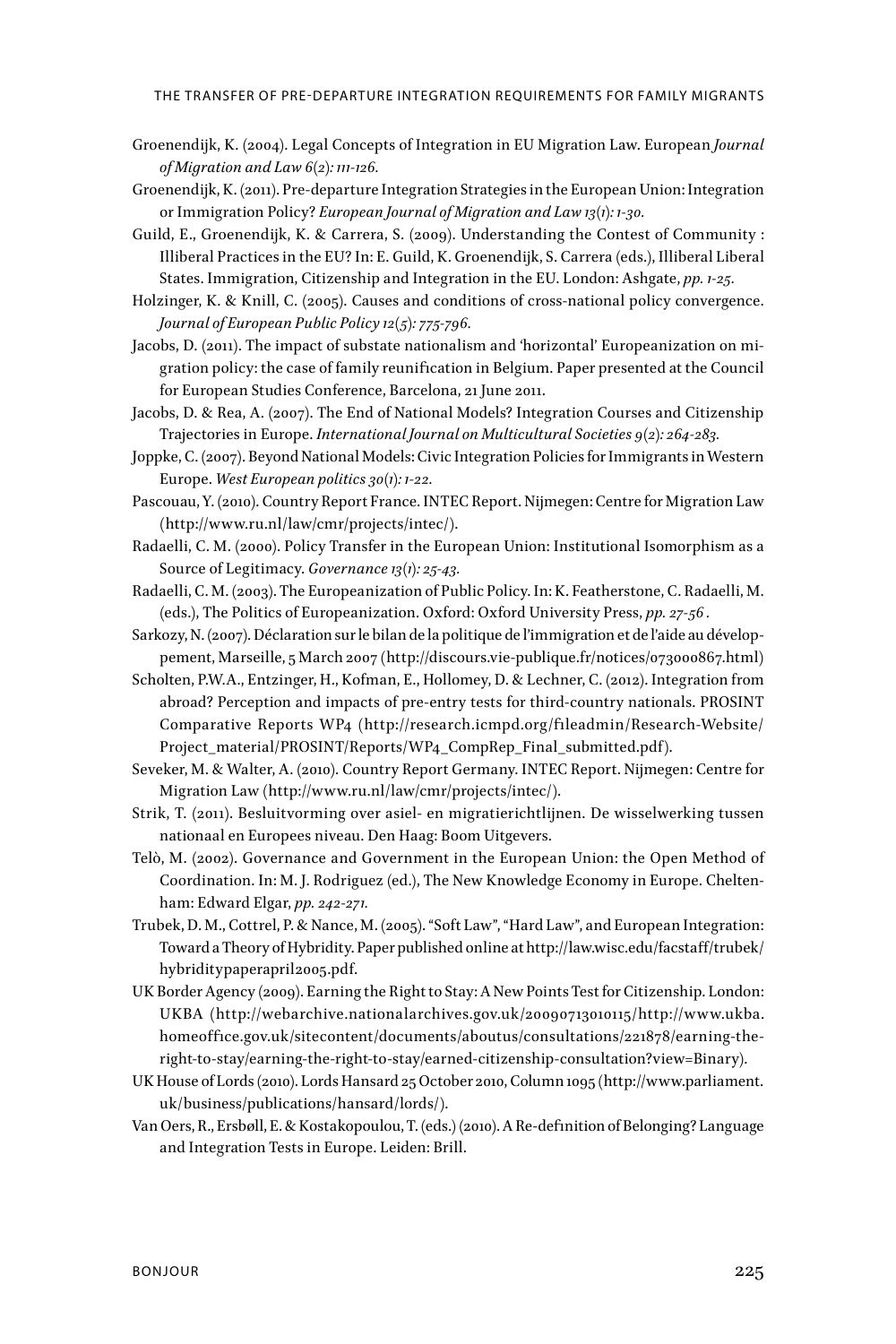Groenendijk, K. (2004). Legal Concepts of Integration in EU Migration Law. European *Journal of Migration and Law 6(2): 111-126.*

Groenendijk, K. (2011). Pre-departure Integration Strategies in the European Union: Integration or Immigration Policy? *European Journal of Migration and Law 13(1): 1-30.*

Guild, E., Groenendijk, K. & Carrera, S. (2009). Understanding the Contest of Community : Illiberal Practices in the EU? In: E. Guild, K. Groenendijk, S. Carrera (eds.), Illiberal Liberal States. Immigration, Citizenship and Integration in the EU. London: Ashgate, *pp. 1-25.*

Holzinger, K. & Knill, C. (2005). Causes and conditions of cross-national policy convergence. *Journal of European Public Policy 12(5): 775-796.*

Jacobs, D. (2011). The impact of substate nationalism and 'horizontal' Europeanization on migration policy: the case of family reunification in Belgium. Paper presented at the Council for European Studies Conference, Barcelona, 21 June 2011.

Jacobs, D. & Rea, A. (2007). The End of National Models? Integration Courses and Citizenship Trajectories in Europe. *International Journal on Multicultural Societies 9(2): 264-283.*

Joppke, C. (2007). Beyond National Models: Civic Integration Policies for Immigrants in Western Europe. *West European politics 30(1): 1-22.*

Pascouau, Y. (2010). Country Report France. INTEC Report. Nijmegen: Centre for Migration Law (http://www.ru.nl/law/cmr/projects/intec/).

Radaelli, C. M. (2000). Policy Transfer in the European Union: Institutional Isomorphism as a Source of Legitimacy. *Governance 13(1): 25-43.*

Radaelli, C. M. (2003). The Europeanization of Public Policy. In: K. Featherstone, C. Radaelli, M. (eds.), The Politics of Europeanization. Oxford: Oxford University Press, *pp. 27-56 .*

Sarkozy, N. (2007). Déclaration sur le bilan de la politique de l'immigration et de l'aide au développement, Marseille, 5 March 2007 (http://discours.vie-publique.fr/notices/073000867.html)

Scholten, P.W.A., Entzinger, H., Kofman, E., Hollomey, D. & Lechner, C. (2012). Integration from abroad? Perception and impacts of pre-entry tests for third-country nationals. PROSINT Comparative Reports WP4 (http://research.icmpd.org/fileadmin/Research-Website/Project_material/PROSINT/Reports/WP4_CompRep_Final_submitted.pdf).

Seveker, M. & Walter, A. (2010). Country Report Germany. INTEC Report. Nijmegen: Centre for Migration Law (http://www.ru.nl/law/cmr/projects/intec/).

Strik, T. (2011). Besluitvorming over asiel- en migratierichtlijnen. De wisselwerking tussen nationaal en Europees niveau. Den Haag: Boom Uitgevers.

Telò, M. (2002). Governance and Government in the European Union: the Open Method of Coordination. In: M. J. Rodriguez (ed.), The New Knowledge Economy in Europe. Cheltenham: Edward Elgar, *pp. 242-271.*

Trubek, D. M., Cottrel, P. & Nance, M. (2005). "Soft Law", "Hard Law", and European Integration: Toward a Theory of Hybridity. Paper published online at http://law.wisc.edu/facstaff/trubek/hybriditypaperapril2005.pdf.

UK Border Agency (2009). Earning the Right to Stay: A New Points Test for Citizenship. London: UKBA (http://webarchive.nationalarchives.gov.uk/20090713010115/http://www.ukba.homeoffice.gov.uk/sitecontent/documents/aboutus/consultations/221878/earning-the-right-to-stay/earning-the-right-to-stay/earned-citizenship-consultation?view=Binary).

UK House of Lords (2010). Lords Hansard 25 October 2010, Column 1095 (http://www.parliament.uk/business/publications/hansard/lords/).

Van Oers, R., Ersbøll, E. & Kostakopoulou, T. (eds.) (2010). A Re-definition of Belonging? Language and Integration Tests in Europe. Leiden: Brill.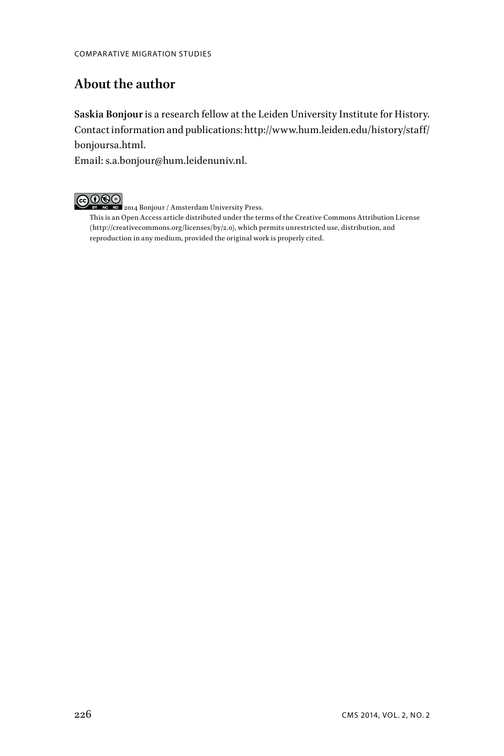## About the author

**Saskia Bonjour** is a research fellow at the Leiden University Institute for History. Contact information and publications: http://www.hum.leiden.edu/history/staff/bonjoursa.html.
Email: s.a.bonjour@hum.leidenuniv.nl.

2014 Bonjour / Amsterdam University Press.
This is an Open Access article distributed under the terms of the Creative Commons Attribution License (http://creativecommons.org/licenses/by/2.0), which permits unrestricted use, distribution, and reproduction in any medium, provided the original work is properly cited.